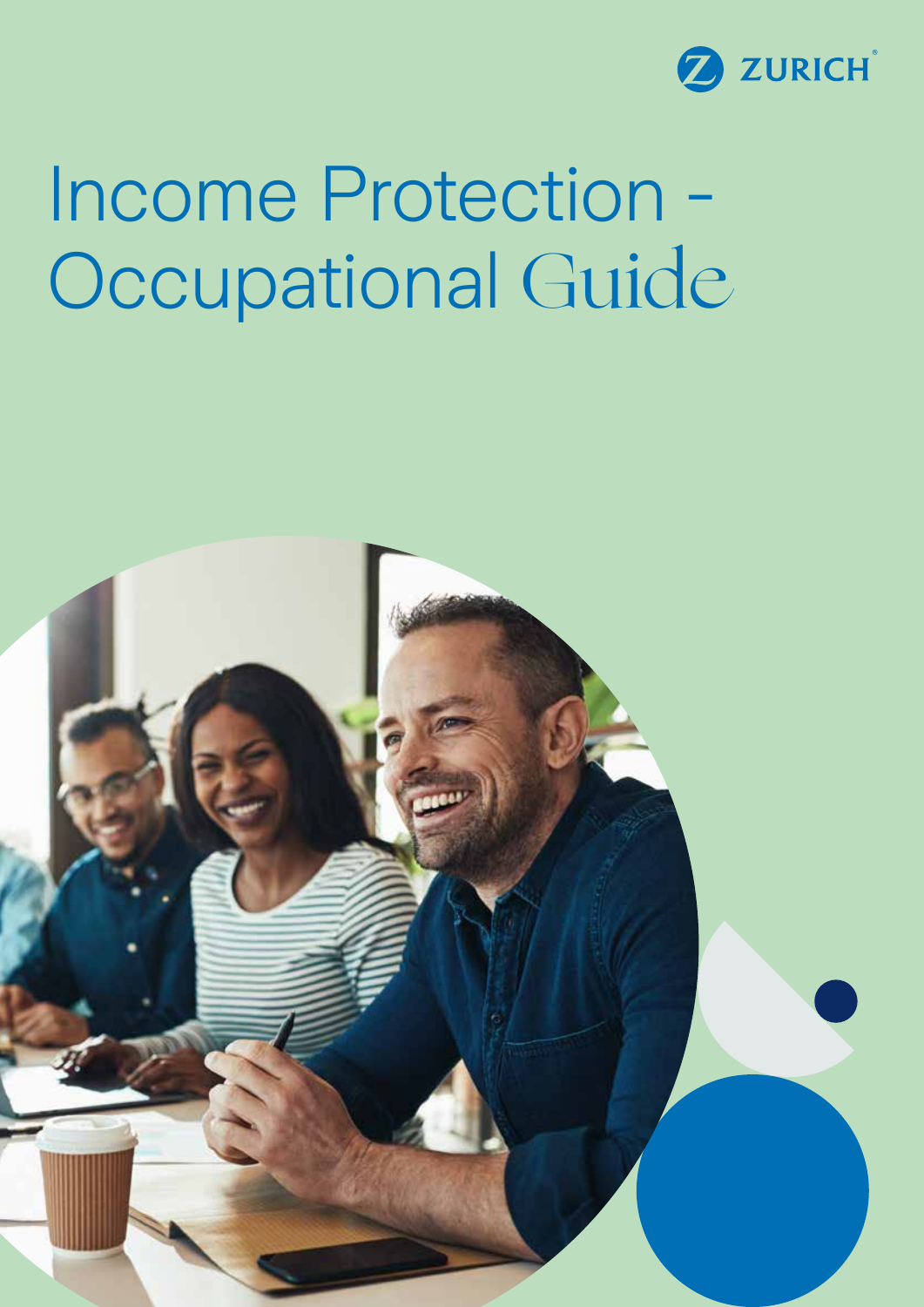ZURICH

# Income Protection - Occupational Guide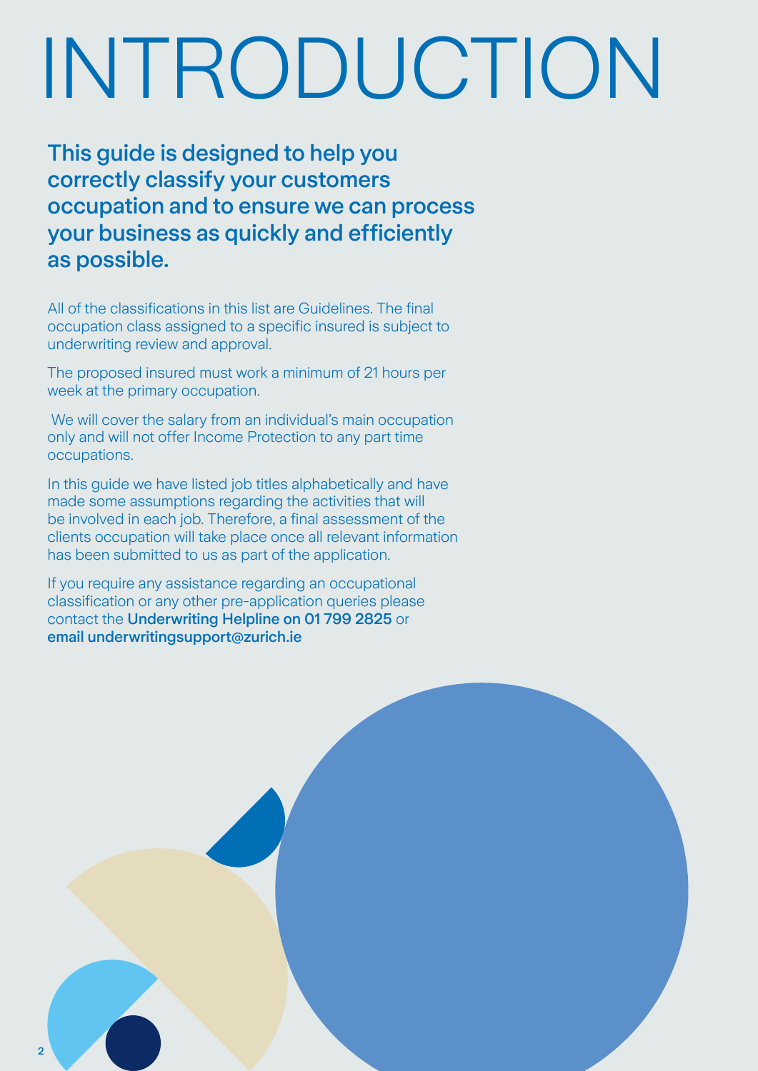# INTRODUCTION

## This guide is designed to help you correctly classify your customers occupation and to ensure we can process your business as quickly and efficiently as possible.

All of the classifications in this list are Guidelines. The final occupation class assigned to a specific insured is subject to underwriting review and approval.

The proposed insured must work a minimum of 21 hours per week at the primary occupation.

We will cover the salary from an individual's main occupation only and will not offer Income Protection to any part time occupations.

In this guide we have listed job titles alphabetically and have made some assumptions regarding the activities that will be involved in each job. Therefore, a final assessment of the clients occupation will take place once all relevant information has been submitted to us as part of the application.

If you require any assistance regarding an occupational classification or any other pre-application queries please contact the **Underwriting Helpline on 01 799 2825** or **email underwritingsupport@zurich.ie**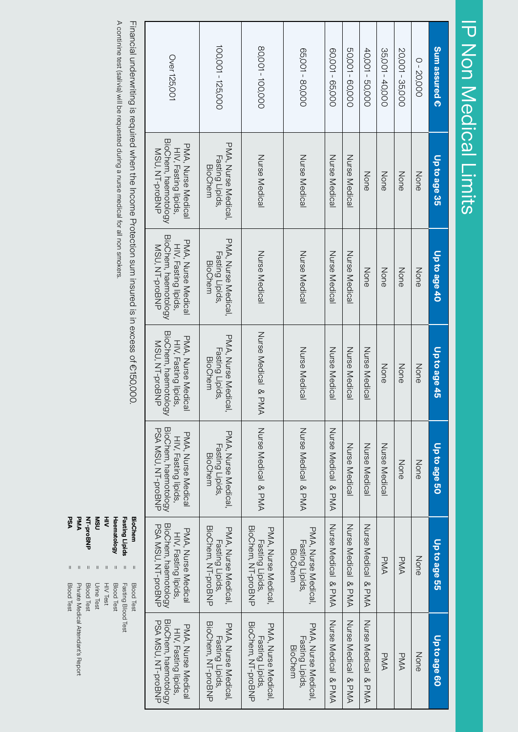# IP Non Medical Limits

| Sum assured € | Up to age 35 | Up to age 40 | Up to age 45 | Up to age 50 | Up to age 55 | Up to age 60 |
|---|---|---|---|---|---|---|
| 0 - 20,000 | None | None | None | None | None | None |
| 20,001 - 35,000 | None | None | None | None | PMA | PMA |
| 35,001 - 40,000 | None | None | None | Nurse Medical | PMA | PMA |
| 40,001 - 50,000 | None | None | Nurse Medical | Nurse Medical | Nurse Medical & PMA | Nurse Medical & PMA |
| 50,001 - 60,000 | Nurse Medical | Nurse Medical | Nurse Medical | Nurse Medical | Nurse Medical & PMA | Nurse Medical & PMA |
| 60,001 - 65,000 | Nurse Medical | Nurse Medical | Nurse Medical | Nurse Medical & PMA | Nurse Medical & PMA | Nurse Medical & PMA |
| 65,001 - 80,000 | Nurse Medical | Nurse Medical | Nurse Medical | Nurse Medical & PMA | PMA, Nurse Medical, Fasting Lipids, BioChem | PMA, Nurse Medical, Fasting Lipids, BioChem |
| 80,001 - 100,000 | Nurse Medical | Nurse Medical | Nurse Medical & PMA | Nurse Medical & PMA | PMA, Nurse Medical, Fasting Lipids, BioChem, NT-proBNP | PMA, Nurse Medical, Fasting Lipids, BioChem, NT-proBNP |
| 100,001 - 125,000 | PMA, Nurse Medical, Fasting Lipids, BioChem | PMA, Nurse Medical, Fasting Lipids, BioChem | PMA, Nurse Medical, Fasting Lipids, BioChem | PMA, Nurse Medical, Fasting Lipids, BioChem | PMA, Nurse Medical, Fasting Lipids, BioChem, NT-proBNP | PMA, Nurse Medical, Fasting Lipids, BioChem, NT-proBNP |
| Over 125,001 | PMA, Nurse Medical HIV, Fasting lipids, BioChem, haemotology MSU, NT-proBNP | PMA, Nurse Medical HIV, Fasting lipids, BioChem, haemotology MSU, NT-proBNP | PMA, Nurse Medical HIV, Fasting lipids, BioChem, haemotology MSU, NT-proBNP | PMA, Nurse Medical HIV, Fasting lipids, BioChem, haemotology PSA MSU, NT-proBNP | PMA, Nurse Medical HIV, Fasting lipids, BioChem, haemotology PSA MSU, NT-proBNP | PMA, Nurse Medical HIV, Fasting lipids, BioChem, haemotology PSA MSU, NT-proBNP |

Financial underwriting is required when the Income Protection sum insured is in excess of €150,000.

A continine test (salivia) will be requested during a nurse medical for all non smokers.

**BioChem** = Blood Test
**Fasting Lipids** = Fasting Blood Test
**Haematology** = Blood Test
**HIV** = HIV Test
**MSU** = Urine Test
**NT-proBNP** = Blood Test
**PMA** = Private Medical Attendant's Report
**PSA** = Blood Test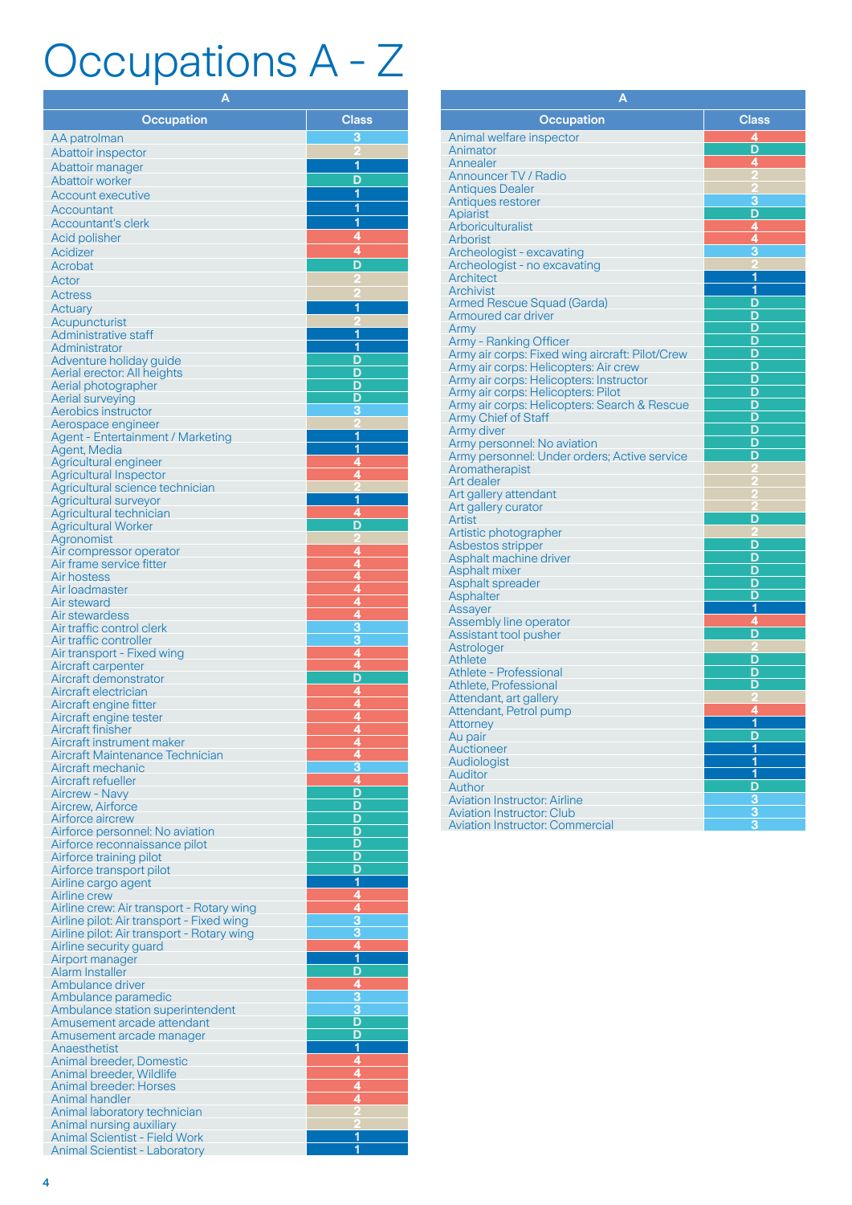# Occupations A - Z

| A | |
|---|---|
| **Occupation** | **Class** |
| AA patrolman | 3 |
| Abattoir inspector | 2 |
| Abattoir manager | 1 |
| Abattoir worker | D |
| Account executive | 1 |
| Accountant | 1 |
| Accountant's clerk | 1 |
| Acid polisher | 4 |
| Acidizer | 4 |
| Acrobat | D |
| Actor | 2 |
| Actress | 2 |
| Actuary | 1 |
| Acupuncturist | 2 |
| Administrative staff | 1 |
| Administrator | 1 |
| Adventure holiday guide | D |
| Aerial erector: All heights | D |
| Aerial photographer | D |
| Aerial surveying | D |
| Aerobics instructor | 3 |
| Aerospace engineer | 2 |
| Agent - Entertainment / Marketing | 1 |
| Agent, Media | 1 |
| Agricultural engineer | 4 |
| Agricultural Inspector | 4 |
| Agricultural science technician | 2 |
| Agricultural surveyor | 1 |
| Agricultural technician | 4 |
| Agricultural Worker | D |
| Agronomist | 2 |
| Air compressor operator | 4 |
| Air frame service fitter | 4 |
| Air hostess | 4 |
| Air loadmaster | 4 |
| Air steward | 4 |
| Air stewardess | 4 |
| Air traffic control clerk | 3 |
| Air traffic controller | 3 |
| Air transport - Fixed wing | 4 |
| Aircraft carpenter | 4 |
| Aircraft demonstrator | D |
| Aircraft electrician | 4 |
| Aircraft engine fitter | 4 |
| Aircraft engine tester | 4 |
| Aircraft finisher | 4 |
| Aircraft instrument maker | 4 |
| Aircraft Maintenance Technician | 4 |
| Aircraft mechanic | 3 |
| Aircraft refueller | 4 |
| Aircrew - Navy | D |
| Aircrew, Airforce | D |
| Airforce aircrew | D |
| Airforce personnel: No aviation | D |
| Airforce reconnaissance pilot | D |
| Airforce training pilot | D |
| Airforce transport pilot | D |
| Airline cargo agent | 1 |
| Airline crew | 4 |
| Airline crew: Air transport - Rotary wing | 4 |
| Airline pilot: Air transport - Fixed wing | 3 |
| Airline pilot: Air transport - Rotary wing | 3 |
| Airline security guard | 4 |
| Airport manager | 1 |
| Alarm Installer | D |
| Ambulance driver | 4 |
| Ambulance paramedic | 3 |
| Ambulance station superintendent | 3 |
| Amusement arcade attendant | D |
| Amusement arcade manager | D |
| Anaesthetist | 1 |
| Animal breeder, Domestic | 4 |
| Animal breeder, Wildlife | 4 |
| Animal breeder: Horses | 4 |
| Animal handler | 4 |
| Animal laboratory technician | 2 |
| Animal nursing auxiliary | 2 |
| Animal Scientist - Field Work | 1 |
| Animal Scientist - Laboratory | 1 |
| Animal welfare inspector | 4 |
| Animator | D |
| Annealer | 4 |
| Announcer TV / Radio | 2 |
| Antiques Dealer | 2 |
| Antiques restorer | 3 |
| Apiarist | D |
| Arboriculturalist | 4 |
| Arborist | 4 |
| Archeologist - excavating | 3 |
| Archeologist - no excavating | 2 |
| Architect | 1 |
| Archivist | 1 |
| Armed Rescue Squad (Garda) | D |
| Armoured car driver | D |
| Army | D |
| Army - Ranking Officer | D |
| Army air corps: Fixed wing aircraft: Pilot/Crew | D |
| Army air corps: Helicopters: Air crew | D |
| Army air corps: Helicopters: Instructor | D |
| Army air corps: Helicopters: Pilot | D |
| Army air corps: Helicopters: Search & Rescue | D |
| Army Chief of Staff | D |
| Army diver | D |
| Army personnel: No aviation | D |
| Army personnel: Under orders; Active service | D |
| Aromatherapist | 2 |
| Art dealer | 2 |
| Art gallery attendant | 2 |
| Art gallery curator | 2 |
| Artist | D |
| Artistic photographer | 2 |
| Asbestos stripper | D |
| Asphalt machine driver | D |
| Asphalt mixer | D |
| Asphalt spreader | D |
| Asphalter | D |
| Assayer | 1 |
| Assembly line operator | 4 |
| Assistant tool pusher | D |
| Astrologer | 2 |
| Athlete | D |
| Athlete - Professional | D |
| Athlete, Professional | D |
| Attendant, art gallery | 2 |
| Attendant, Petrol pump | 4 |
| Attorney | 1 |
| Au pair | D |
| Auctioneer | 1 |
| Audiologist | 1 |
| Auditor | 1 |
| Author | D |
| Aviation Instructor: Airline | 3 |
| Aviation Instructor: Club | 3 |
| Aviation Instructor: Commercial | 3 |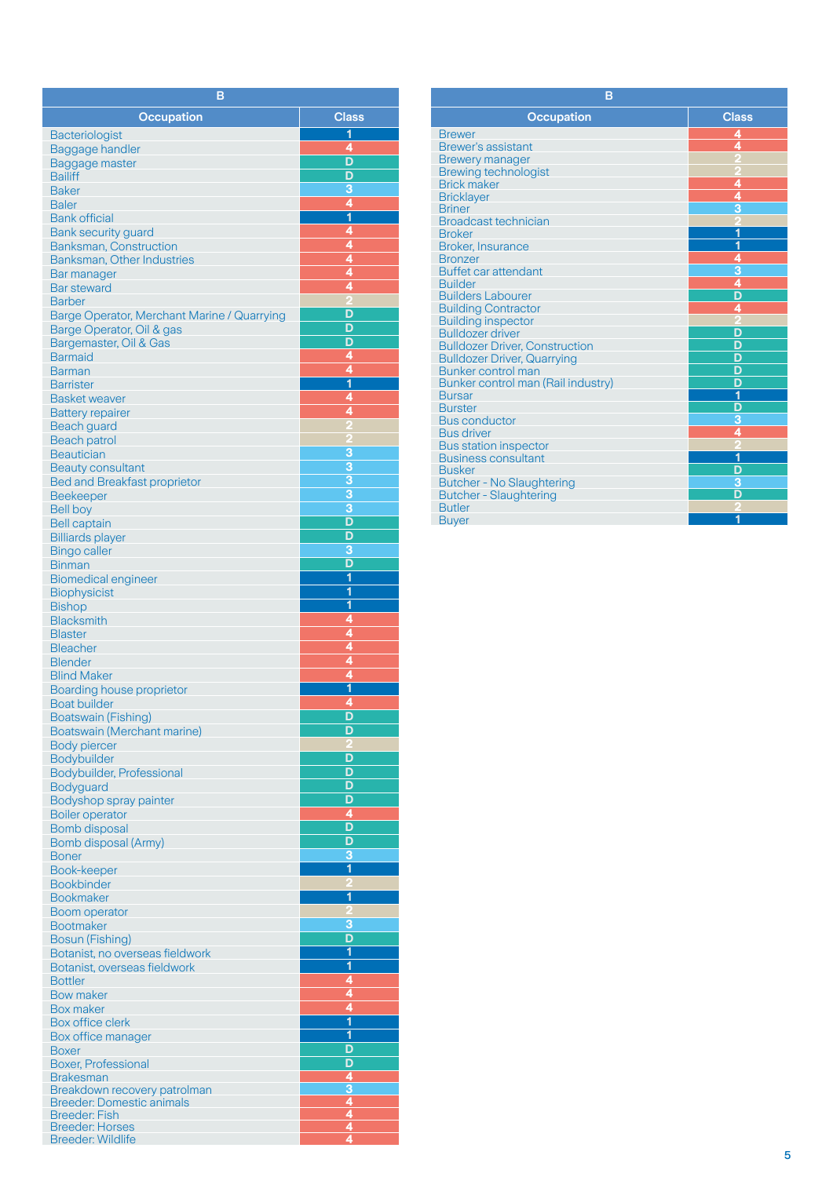| B | |
|---|---|
| **Occupation** | **Class** |
| Bacteriologist | 1 |
| Baggage handler | 4 |
| Baggage master | D |
| Bailiff | D |
| Baker | 3 |
| Baler | 4 |
| Bank official | 1 |
| Bank security guard | 4 |
| Banksman, Construction | 4 |
| Banksman, Other Industries | 4 |
| Bar manager | 4 |
| Bar steward | 4 |
| Barber | 2 |
| Barge Operator, Merchant Marine / Quarrying | D |
| Barge Operator, Oil & gas | D |
| Bargemaster, Oil & Gas | D |
| Barmaid | 4 |
| Barman | 4 |
| Barrister | 1 |
| Basket weaver | 4 |
| Battery repairer | 4 |
| Beach guard | 2 |
| Beach patrol | 2 |
| Beautician | 3 |
| Beauty consultant | 3 |
| Bed and Breakfast proprietor | 3 |
| Beekeeper | 3 |
| Bell boy | 3 |
| Bell captain | D |
| Billiards player | D |
| Bingo caller | 3 |
| Binman | D |
| Biomedical engineer | 1 |
| Biophysicist | 1 |
| Bishop | 1 |
| Blacksmith | 4 |
| Blaster | 4 |
| Bleacher | 4 |
| Blender | 4 |
| Blind Maker | 4 |
| Boarding house proprietor | 1 |
| Boat builder | 4 |
| Boatswain (Fishing) | D |
| Boatswain (Merchant marine) | D |
| Body piercer | 2 |
| Bodybuilder | D |
| Bodybuilder, Professional | D |
| Bodyguard | D |
| Bodyshop spray painter | D |
| Boiler operator | 4 |
| Bomb disposal | D |
| Bomb disposal (Army) | D |
| Boner | 3 |
| Book-keeper | 1 |
| Bookbinder | 2 |
| Bookmaker | 1 |
| Boom operator | 2 |
| Bootmaker | 3 |
| Bosun (Fishing) | D |
| Botanist, no overseas fieldwork | 1 |
| Botanist, overseas fieldwork | 1 |
| Bottler | 4 |
| Bow maker | 4 |
| Box maker | 4 |
| Box office clerk | 1 |
| Box office manager | 1 |
| Boxer | D |
| Boxer, Professional | D |
| Brakesman | 4 |
| Breakdown recovery patrolman | 3 |
| Breeder: Domestic animals | 4 |
| Breeder: Fish | 4 |
| Breeder: Horses | 4 |
| Breeder: Wildlife | 4 |
| Brewer | 4 |
| Brewer's assistant | 4 |
| Brewery manager | 2 |
| Brewing technologist | 2 |
| Brick maker | 4 |
| Bricklayer | 4 |
| Briner | 3 |
| Broadcast technician | 2 |
| Broker | 1 |
| Broker, Insurance | 1 |
| Bronzer | 4 |
| Buffet car attendant | 3 |
| Builder | 4 |
| Builders Labourer | D |
| Building Contractor | 4 |
| Building inspector | 2 |
| Bulldozer driver | D |
| Bulldozer Driver, Construction | D |
| Bulldozer Driver, Quarrying | D |
| Bunker control man | D |
| Bunker control man (Rail industry) | D |
| Bursar | 1 |
| Burster | D |
| Bus conductor | 3 |
| Bus driver | 4 |
| Bus station inspector | 2 |
| Business consultant | 1 |
| Busker | D |
| Butcher - No Slaughtering | 3 |
| Butcher - Slaughtering | D |
| Butler | 2 |
| Buyer | 1 |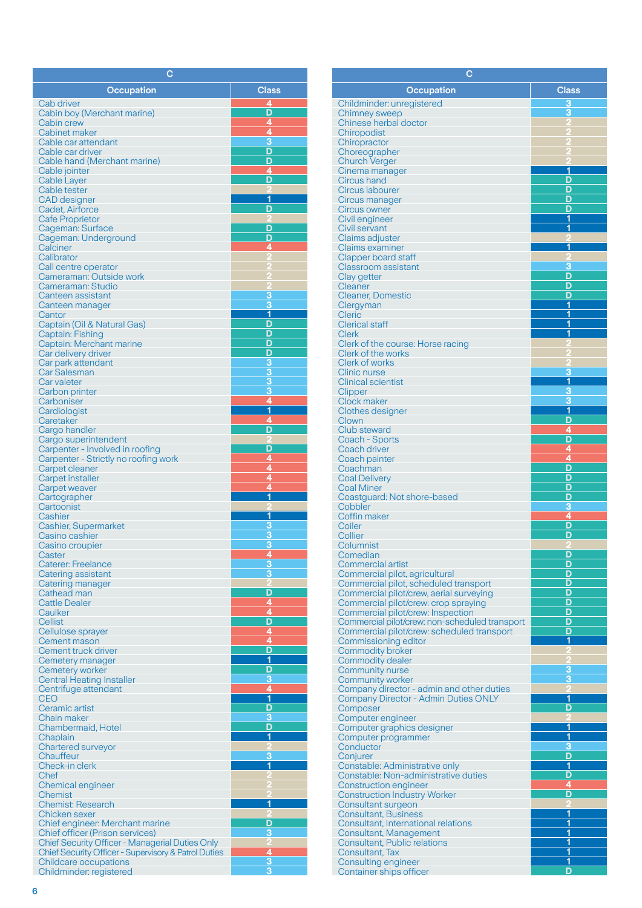## C

| Occupation | Class |
|---|---|
| Cab driver | 4 |
| Cabin boy (Merchant marine) | D |
| Cabin crew | 4 |
| Cabinet maker | 4 |
| Cable car attendant | 3 |
| Cable car driver | D |
| Cable hand (Merchant marine) | D |
| Cable jointer | 4 |
| Cable Layer | D |
| Cable tester | 2 |
| CAD designer | 1 |
| Cadet, Airforce | D |
| Cafe Proprietor | 2 |
| Cageman: Surface | D |
| Cageman: Underground | D |
| Calciner | 4 |
| Calibrator | 2 |
| Call centre operator | 2 |
| Cameraman: Outside work | 2 |
| Cameraman: Studio | 2 |
| Canteen assistant | 3 |
| Canteen manager | 3 |
| Cantor | 1 |
| Captain (Oil & Natural Gas) | D |
| Captain: Fishing | D |
| Captain: Merchant marine | D |
| Car delivery driver | D |
| Car park attendant | 3 |
| Car Salesman | 3 |
| Car valeter | 3 |
| Carbon printer | 3 |
| Carboniser | 4 |
| Cardiologist | 1 |
| Caretaker | 4 |
| Cargo handler | D |
| Cargo superintendent | 2 |
| Carpenter - Involved in roofing | D |
| Carpenter - Strictly no roofing work | 4 |
| Carpet cleaner | 4 |
| Carpet installer | 4 |
| Carpet weaver | 4 |
| Cartographer | 1 |
| Cartoonist | 2 |
| Cashier | 1 |
| Cashier, Supermarket | 3 |
| Casino cashier | 3 |
| Casino croupier | 3 |
| Caster | 4 |
| Caterer: Freelance | 3 |
| Catering assistant | 3 |
| Catering manager | 2 |
| Cathead man | D |
| Cattle Dealer | 4 |
| Caulker | 4 |
| Cellist | D |
| Cellulose sprayer | 4 |
| Cement mason | 4 |
| Cement truck driver | D |
| Cemetery manager | 1 |
| Cemetery worker | D |
| Central Heating Installer | 3 |
| Centrifuge attendant | 4 |
| CEO | 1 |
| Ceramic artist | D |
| Chain maker | 3 |
| Chambermaid, Hotel | D |
| Chaplain | 1 |
| Chartered surveyor | 2 |
| Chauffeur | 3 |
| Check-in clerk | 1 |
| Chef | 2 |
| Chemical engineer | 2 |
| Chemist | 2 |
| Chemist: Research | 1 |
| Chicken sexer | 2 |
| Chief engineer: Merchant marine | D |
| Chief officer (Prison services) | 3 |
| Chief Security Officer - Managerial Duties Only | 2 |
| Chief Security Officer - Supervisory & Patrol Duties | 4 |
| Childcare occupations | 3 |
| Childminder: registered | 3 |
| Childminder: unregistered | 3 |
| Chimney sweep | 3 |
| Chinese herbal doctor | 2 |
| Chiropodist | 2 |
| Chiropractor | 2 |
| Choreographer | 2 |
| Church Verger | 2 |
| Cinema manager | 1 |
| Circus hand | D |
| Circus labourer | D |
| Circus manager | D |
| Circus owner | D |
| Civil engineer | 1 |
| Civil servant | 1 |
| Claims adjuster | 2 |
| Claims examiner | 1 |
| Clapper board staff | 2 |
| Classroom assistant | 3 |
| Clay getter | D |
| Cleaner | D |
| Cleaner, Domestic | D |
| Clergyman | 1 |
| Cleric | 1 |
| Clerical staff | 1 |
| Clerk | 1 |
| Clerk of the course: Horse racing | 2 |
| Clerk of the works | 2 |
| Clerk of works | 2 |
| Clinic nurse | 3 |
| Clinical scientist | 1 |
| Clipper | 3 |
| Clock maker | 3 |
| Clothes designer | 1 |
| Clown | D |
| Club steward | 4 |
| Coach - Sports | D |
| Coach driver | 4 |
| Coach painter | 4 |
| Coachman | D |
| Coal Delivery | D |
| Coal Miner | D |
| Coastguard: Not shore-based | D |
| Cobbler | 3 |
| Coffin maker | 4 |
| Coiler | D |
| Collier | D |
| Columnist | 2 |
| Comedian | D |
| Commercial artist | D |
| Commercial pilot, agricultural | D |
| Commercial pilot, scheduled transport | D |
| Commercial pilot/crew, aerial surveying | D |
| Commercial pilot/crew: crop spraying | D |
| Commercial pilot/crew: Inspection | D |
| Commercial pilot/crew: non-scheduled transport | D |
| Commercial pilot/crew: scheduled transport | D |
| Commissioning editor | 1 |
| Commodity broker | 2 |
| Commodity dealer | 2 |
| Community nurse | 3 |
| Community worker | 3 |
| Company director - admin and other duties | 2 |
| Company Director - Admin Duties ONLY | 1 |
| Composer | D |
| Computer engineer | 2 |
| Computer graphics designer | 1 |
| Computer programmer | 1 |
| Conductor | 3 |
| Conjurer | D |
| Constable: Administrative only | 1 |
| Constable: Non-administrative duties | D |
| Construction engineer | 4 |
| Construction Industry Worker | D |
| Consultant surgeon | 2 |
| Consultant, Business | 1 |
| Consultant, International relations | 1 |
| Consultant, Management | 1 |
| Consultant, Public relations | 1 |
| Consultant, Tax | 1 |
| Consulting engineer | 1 |
| Container ships officer | D |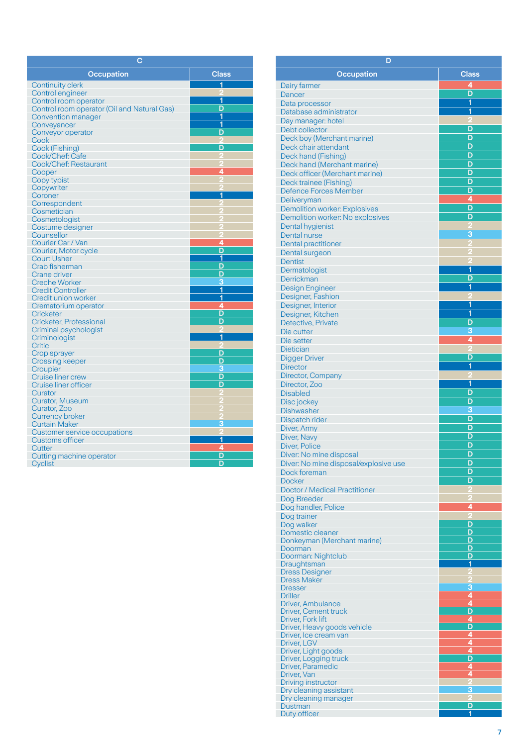| C | |
|---|---|
| **Occupation** | **Class** |
| Continuity clerk | 1 |
| Control engineer | 2 |
| Control room operator | 1 |
| Control room operator (Oil and Natural Gas) | D |
| Convention manager | 1 |
| Conveyancer | 1 |
| Conveyor operator | D |
| Cook | 2 |
| Cook (Fishing) | D |
| Cook/Chef: Cafe | 2 |
| Cook/Chef: Restaurant | 2 |
| Cooper | 4 |
| Copy typist | 2 |
| Copywriter | 2 |
| Coroner | 1 |
| Correspondent | 2 |
| Cosmetician | 2 |
| Cosmetologist | 2 |
| Costume designer | 2 |
| Counsellor | 2 |
| Courier Car / Van | 4 |
| Courier, Motor cycle | D |
| Court Usher | 1 |
| Crab fisherman | D |
| Crane driver | D |
| Creche Worker | 3 |
| Credit Controller | 1 |
| Credit union worker | 1 |
| Crematorium operator | 4 |
| Cricketer | D |
| Cricketer, Professional | D |
| Criminal psychologist | 2 |
| Criminologist | 1 |
| Critic | 2 |
| Crop sprayer | D |
| Crossing keeper | D |
| Croupier | 3 |
| Cruise liner crew | D |
| Cruise liner officer | D |
| Curator | 2 |
| Curator, Museum | 2 |
| Curator, Zoo | 2 |
| Currency broker | 2 |
| Curtain Maker | 3 |
| Customer service occupations | 2 |
| Customs officer | 1 |
| Cutter | 4 |
| Cutting machine operator | D |
| Cyclist | D |

| D | |
|---|---|
| **Occupation** | **Class** |
| Dairy farmer | 4 |
| Dancer | D |
| Data processor | 1 |
| Database administrator | 1 |
| Day manager: hotel | 2 |
| Debt collector | D |
| Deck boy (Merchant marine) | D |
| Deck chair attendant | D |
| Deck hand (Fishing) | D |
| Deck hand (Merchant marine) | D |
| Deck officer (Merchant marine) | D |
| Deck trainee (Fishing) | D |
| Defence Forces Member | D |
| Deliveryman | 4 |
| Demolition worker: Explosives | D |
| Demolition worker: No explosives | D |
| Dental hygienist | 2 |
| Dental nurse | 3 |
| Dental practitioner | 2 |
| Dental surgeon | 2 |
| Dentist | 2 |
| Dermatologist | 1 |
| Derrickman | D |
| Design Engineer | 1 |
| Designer, Fashion | 2 |
| Designer, Interior | 1 |
| Designer, Kitchen | 1 |
| Detective, Private | D |
| Die cutter | 3 |
| Die setter | 4 |
| Dietician | 2 |
| Digger Driver | D |
| Director | 1 |
| Director, Company | 2 |
| Director, Zoo | 1 |
| Disabled | D |
| Disc jockey | D |
| Dishwasher | 3 |
| Dispatch rider | D |
| Diver, Army | D |
| Diver, Navy | D |
| Diver, Police | D |
| Diver: No mine disposal | D |
| Diver: No mine disposal/explosive use | D |
| Dock foreman | D |
| Docker | D |
| Doctor / Medical Practitioner | 2 |
| Dog Breeder | 2 |
| Dog handler, Police | 4 |
| Dog trainer | 2 |
| Dog walker | D |
| Domestic cleaner | D |
| Donkeyman (Merchant marine) | D |
| Doorman | D |
| Doorman: Nightclub | D |
| Draughtsman | 1 |
| Dress Designer | 2 |
| Dress Maker | 2 |
| Dresser | 3 |
| Driller | 4 |
| Driver, Ambulance | 4 |
| Driver, Cement truck | D |
| Driver, Fork lift | 4 |
| Driver, Heavy goods vehicle | D |
| Driver, Ice cream van | 4 |
| Driver, LGV | 4 |
| Driver, Light goods | 4 |
| Driver, Logging truck | D |
| Driver, Paramedic | 4 |
| Driver, Van | 4 |
| Driving instructor | 2 |
| Dry cleaning assistant | 3 |
| Dry cleaning manager | 2 |
| Dustman | D |
| Duty officer | 1 |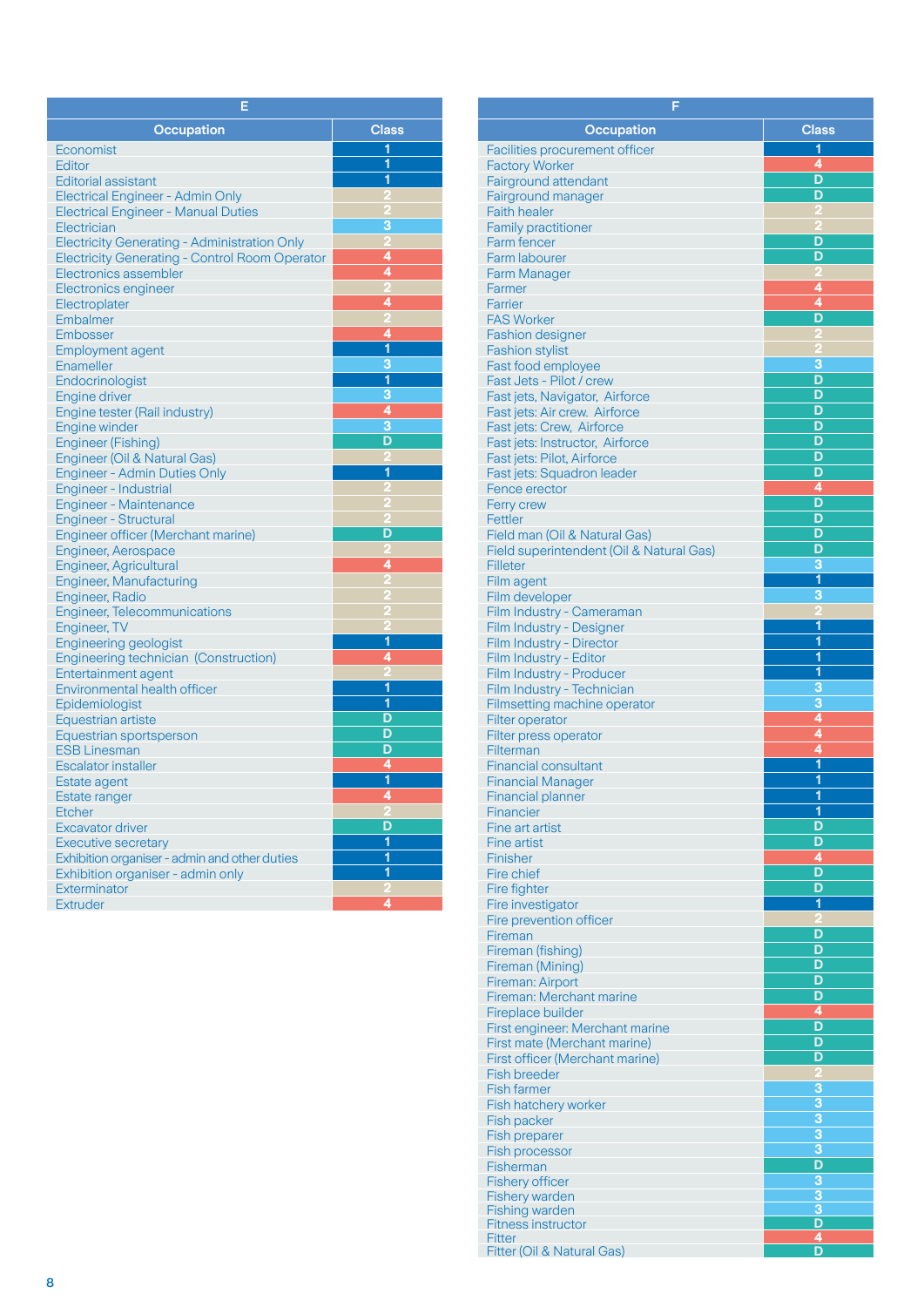| E | |
|---|---|
| **Occupation** | **Class** |
| Economist | 1 |
| Editor | 1 |
| Editorial assistant | 1 |
| Electrical Engineer - Admin Only | 2 |
| Electrical Engineer - Manual Duties | 2 |
| Electrician | 3 |
| Electricity Generating - Administration Only | 2 |
| Electricity Generating - Control Room Operator | 4 |
| Electronics assembler | 4 |
| Electronics engineer | 2 |
| Electroplater | 4 |
| Embalmer | 2 |
| Embosser | 4 |
| Employment agent | 1 |
| Enameller | 3 |
| Endocrinologist | 1 |
| Engine driver | 3 |
| Engine tester (Rail industry) | 4 |
| Engine winder | 3 |
| Engineer (Fishing) | D |
| Engineer (Oil & Natural Gas) | 2 |
| Engineer - Admin Duties Only | 1 |
| Engineer - Industrial | 2 |
| Engineer - Maintenance | 2 |
| Engineer - Structural | 2 |
| Engineer officer (Merchant marine) | D |
| Engineer, Aerospace | 2 |
| Engineer, Agricultural | 4 |
| Engineer, Manufacturing | 2 |
| Engineer, Radio | 2 |
| Engineer, Telecommunications | 2 |
| Engineer, TV | 2 |
| Engineering geologist | 1 |
| Engineering technician (Construction) | 4 |
| Entertainment agent | 2 |
| Environmental health officer | 1 |
| Epidemiologist | 1 |
| Equestrian artiste | D |
| Equestrian sportsperson | D |
| ESB Linesman | D |
| Escalator installer | 4 |
| Estate agent | 1 |
| Estate ranger | 4 |
| Etcher | 2 |
| Excavator driver | D |
| Executive secretary | 1 |
| Exhibition organiser - admin and other duties | 1 |
| Exhibition organiser - admin only | 1 |
| Exterminator | 2 |
| Extruder | 4 |

| F | |
|---|---|
| **Occupation** | **Class** |
| Facilities procurement officer | 1 |
| Factory Worker | 4 |
| Fairground attendant | D |
| Fairground manager | D |
| Faith healer | 2 |
| Family practitioner | 2 |
| Farm fencer | D |
| Farm labourer | D |
| Farm Manager | 2 |
| Farmer | 4 |
| Farrier | 4 |
| FAS Worker | D |
| Fashion designer | 2 |
| Fashion stylist | 2 |
| Fast food employee | 3 |
| Fast Jets - Pilot / crew | D |
| Fast jets, Navigator, Airforce | D |
| Fast jets: Air crew. Airforce | D |
| Fast jets: Crew, Airforce | D |
| Fast jets: Instructor, Airforce | D |
| Fast jets: Pilot, Airforce | D |
| Fast jets: Squadron leader | D |
| Fence erector | 4 |
| Ferry crew | D |
| Fettler | D |
| Field man (Oil & Natural Gas) | D |
| Field superintendent (Oil & Natural Gas) | D |
| Filleter | 3 |
| Film agent | 1 |
| Film developer | 3 |
| Film Industry - Cameraman | 2 |
| Film Industry - Designer | 1 |
| Film Industry - Director | 1 |
| Film Industry - Editor | 1 |
| Film Industry - Producer | 1 |
| Film Industry - Technician | 3 |
| Filmsetting machine operator | 3 |
| Filter operator | 4 |
| Filter press operator | 4 |
| Filterman | 4 |
| Financial consultant | 1 |
| Financial Manager | 1 |
| Financial planner | 1 |
| Financier | 1 |
| Fine art artist | D |
| Fine artist | D |
| Finisher | 4 |
| Fire chief | D |
| Fire fighter | D |
| Fire investigator | 1 |
| Fire prevention officer | 2 |
| Fireman | D |
| Fireman (fishing) | D |
| Fireman (Mining) | D |
| Fireman: Airport | D |
| Fireman: Merchant marine | D |
| Fireplace builder | 4 |
| First engineer: Merchant marine | D |
| First mate (Merchant marine) | D |
| First officer (Merchant marine) | D |
| Fish breeder | 2 |
| Fish farmer | 3 |
| Fish hatchery worker | 3 |
| Fish packer | 3 |
| Fish preparer | 3 |
| Fish processor | 3 |
| Fisherman | D |
| Fishery officer | 3 |
| Fishery warden | 3 |
| Fishing warden | 3 |
| Fitness instructor | D |
| Fitter | 4 |
| Fitter (Oil & Natural Gas) | D |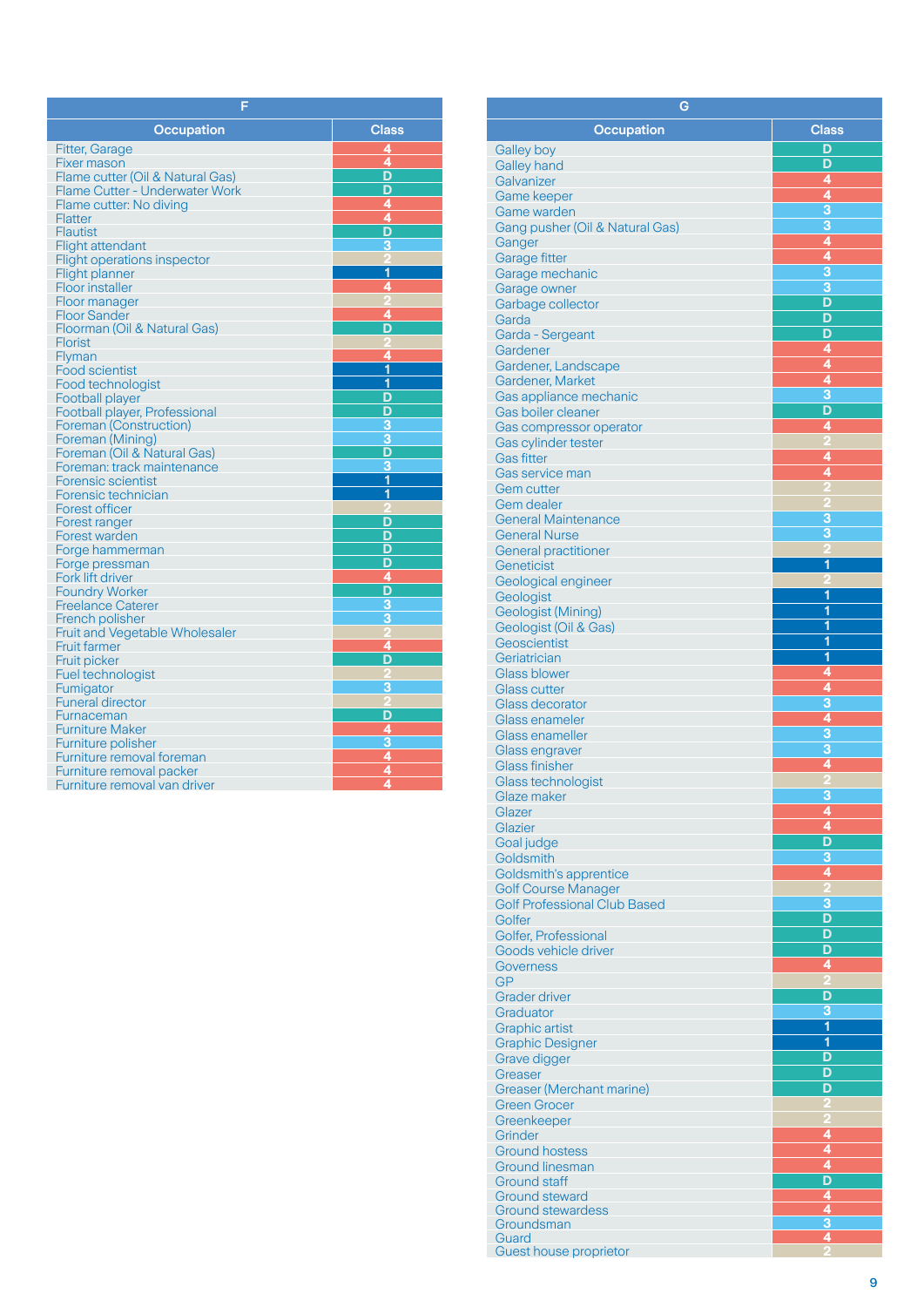| F | |
|---|---|
| **Occupation** | **Class** |
| Fitter, Garage | 4 |
| Fixer mason | 4 |
| Flame cutter (Oil & Natural Gas) | D |
| Flame Cutter - Underwater Work | D |
| Flame cutter: No diving | 4 |
| Flatter | 4 |
| Flautist | D |
| Flight attendant | 3 |
| Flight operations inspector | 2 |
| Flight planner | 1 |
| Floor installer | 4 |
| Floor manager | 2 |
| Floor Sander | 4 |
| Floorman (Oil & Natural Gas) | D |
| Florist | 2 |
| Flyman | 4 |
| Food scientist | 1 |
| Food technologist | 1 |
| Football player | D |
| Football player, Professional | D |
| Foreman (Construction) | 3 |
| Foreman (Mining) | 3 |
| Foreman (Oil & Natural Gas) | D |
| Foreman: track maintenance | 3 |
| Forensic scientist | 1 |
| Forensic technician | 1 |
| Forest officer | 2 |
| Forest ranger | D |
| Forest warden | D |
| Forge hammerman | D |
| Forge pressman | D |
| Fork lift driver | 4 |
| Foundry Worker | D |
| Freelance Caterer | 3 |
| French polisher | 3 |
| Fruit and Vegetable Wholesaler | 2 |
| Fruit farmer | 4 |
| Fruit picker | D |
| Fuel technologist | 2 |
| Fumigator | 3 |
| Funeral director | 2 |
| Furnaceman | D |
| Furniture Maker | 4 |
| Furniture polisher | 3 |
| Furniture removal foreman | 4 |
| Furniture removal packer | 4 |
| Furniture removal van driver | 4 |

| G | |
|---|---|
| **Occupation** | **Class** |
| Galley boy | D |
| Galley hand | D |
| Galvanizer | 4 |
| Game keeper | 4 |
| Game warden | 3 |
| Gang pusher (Oil & Natural Gas) | 3 |
| Ganger | 4 |
| Garage fitter | 4 |
| Garage mechanic | 3 |
| Garage owner | 3 |
| Garbage collector | D |
| Garda | D |
| Garda - Sergeant | D |
| Gardener | 4 |
| Gardener, Landscape | 4 |
| Gardener, Market | 4 |
| Gas appliance mechanic | 3 |
| Gas boiler cleaner | D |
| Gas compressor operator | 4 |
| Gas cylinder tester | 2 |
| Gas fitter | 4 |
| Gas service man | 4 |
| Gem cutter | 2 |
| Gem dealer | 2 |
| General Maintenance | 3 |
| General Nurse | 3 |
| General practitioner | 2 |
| Geneticist | 1 |
| Geological engineer | 2 |
| Geologist | 1 |
| Geologist (Mining) | 1 |
| Geologist (Oil & Gas) | 1 |
| Geoscientist | 1 |
| Geriatrician | 1 |
| Glass blower | 4 |
| Glass cutter | 4 |
| Glass decorator | 3 |
| Glass enameler | 4 |
| Glass enameller | 3 |
| Glass engraver | 3 |
| Glass finisher | 4 |
| Glass technologist | 2 |
| Glaze maker | 3 |
| Glazer | 4 |
| Glazier | 4 |
| Goal judge | D |
| Goldsmith | 3 |
| Goldsmith's apprentice | 4 |
| Golf Course Manager | 2 |
| Golf Professional Club Based | 3 |
| Golfer | D |
| Golfer, Professional | D |
| Goods vehicle driver | D |
| Governess | 4 |
| GP | 2 |
| Grader driver | D |
| Graduator | 3 |
| Graphic artist | 1 |
| Graphic Designer | 1 |
| Grave digger | D |
| Greaser | D |
| Greaser (Merchant marine) | D |
| Green Grocer | 2 |
| Greenkeeper | 2 |
| Grinder | 4 |
| Ground hostess | 4 |
| Ground linesman | 4 |
| Ground staff | D |
| Ground steward | 4 |
| Ground stewardess | 4 |
| Groundsman | 3 |
| Guard | 4 |
| Guest house proprietor | 2 |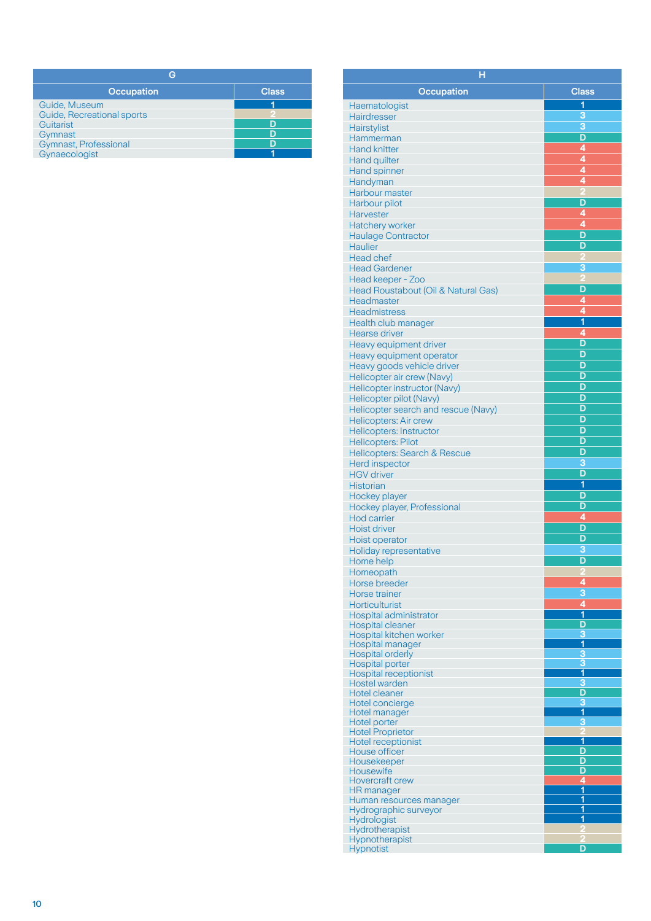## G

| Occupation | Class |
|---|---|
| Guide, Museum | 1 |
| Guide, Recreational sports | 2 |
| Guitarist | D |
| Gymnast | D |
| Gymnast, Professional | D |
| Gynaecologist | 1 |

## H

| Occupation | Class |
|---|---|
| Haematologist | 1 |
| Hairdresser | 3 |
| Hairstylist | 3 |
| Hammerman | D |
| Hand knitter | 4 |
| Hand quilter | 4 |
| Hand spinner | 4 |
| Handyman | 4 |
| Harbour master | 2 |
| Harbour pilot | D |
| Harvester | 4 |
| Hatchery worker | 4 |
| Haulage Contractor | D |
| Haulier | D |
| Head chef | 2 |
| Head Gardener | 3 |
| Head keeper - Zoo | 2 |
| Head Roustabout (Oil & Natural Gas) | D |
| Headmaster | 4 |
| Headmistress | 4 |
| Health club manager | 1 |
| Hearse driver | 4 |
| Heavy equipment driver | D |
| Heavy equipment operator | D |
| Heavy goods vehicle driver | D |
| Helicopter air crew (Navy) | D |
| Helicopter instructor (Navy) | D |
| Helicopter pilot (Navy) | D |
| Helicopter search and rescue (Navy) | D |
| Helicopters: Air crew | D |
| Helicopters: Instructor | D |
| Helicopters: Pilot | D |
| Helicopters: Search & Rescue | D |
| Herd inspector | 3 |
| HGV driver | D |
| Historian | 1 |
| Hockey player | D |
| Hockey player, Professional | D |
| Hod carrier | 4 |
| Hoist driver | D |
| Hoist operator | D |
| Holiday representative | 3 |
| Home help | D |
| Homeopath | 2 |
| Horse breeder | 4 |
| Horse trainer | 3 |
| Horticulturist | 4 |
| Hospital administrator | 1 |
| Hospital cleaner | D |
| Hospital kitchen worker | 3 |
| Hospital manager | 1 |
| Hospital orderly | 3 |
| Hospital porter | 3 |
| Hospital receptionist | 1 |
| Hostel warden | 3 |
| Hotel cleaner | D |
| Hotel concierge | 3 |
| Hotel manager | 1 |
| Hotel porter | 3 |
| Hotel Proprietor | 2 |
| Hotel receptionist | 1 |
| House officer | D |
| Housekeeper | D |
| Housewife | D |
| Hovercraft crew | 4 |
| HR manager | 1 |
| Human resources manager | 1 |
| Hydrographic surveyor | 1 |
| Hydrologist | 1 |
| Hydrotherapist | 2 |
| Hypnotherapist | 2 |
| Hypnotist | D |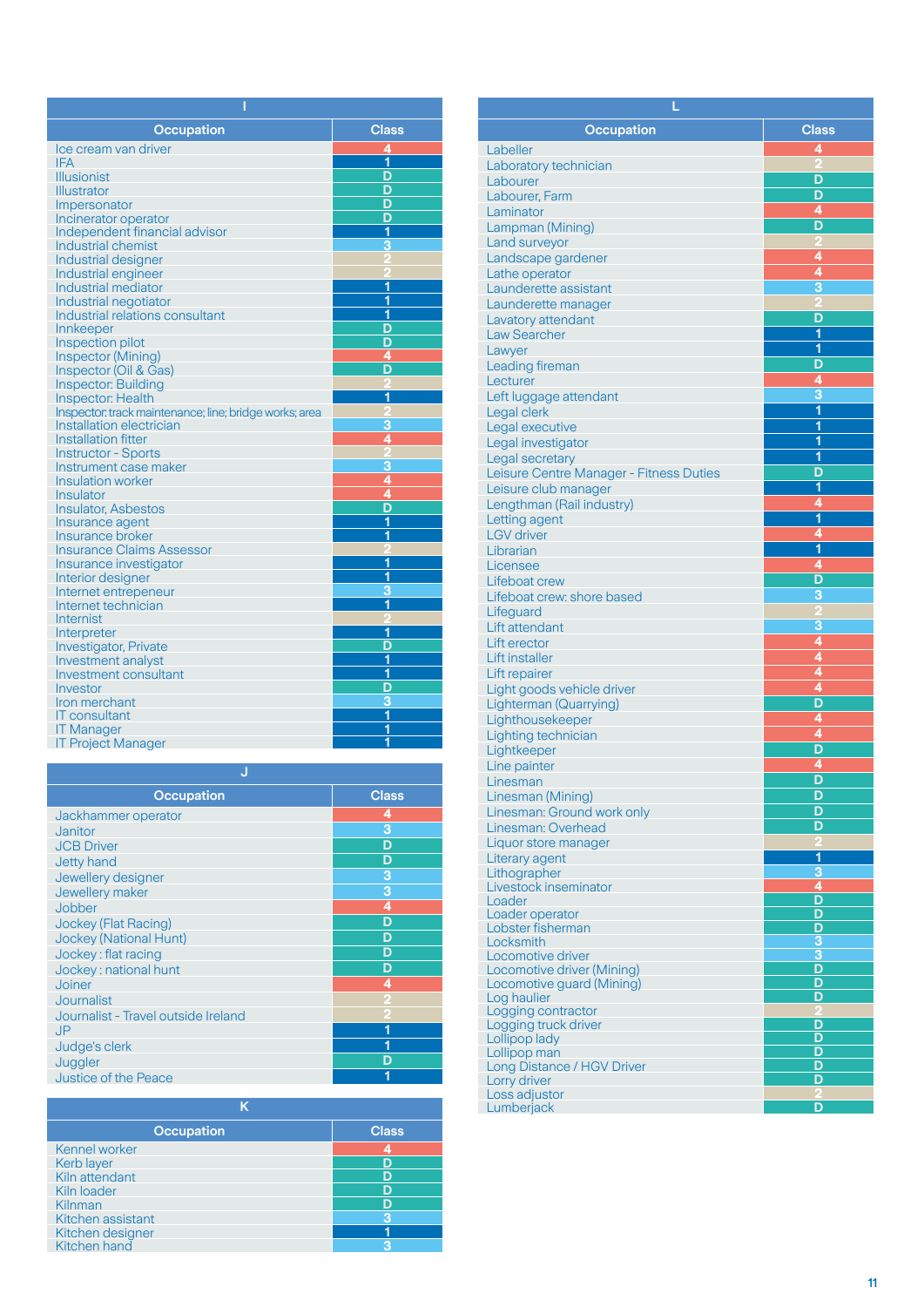## I

| Occupation | Class |
|---|---|
| Ice cream van driver | 4 |
| IFA | 1 |
| Illusionist | D |
| Illustrator | D |
| Impersonator | D |
| Incinerator operator | D |
| Independent financial advisor | 1 |
| Industrial chemist | 3 |
| Industrial designer | 2 |
| Industrial engineer | 2 |
| Industrial mediator | 1 |
| Industrial negotiator | 1 |
| Industrial relations consultant | 1 |
| Innkeeper | D |
| Inspection pilot | D |
| Inspector (Mining) | 4 |
| Inspector (Oil & Gas) | D |
| Inspector: Building | 2 |
| Inspector: Health | 1 |
| Inspector: track maintenance; line; bridge works; area | 2 |
| Installation electrician | 3 |
| Installation fitter | 4 |
| Instructor - Sports | 2 |
| Instrument case maker | 3 |
| Insulation worker | 4 |
| Insulator | 4 |
| Insulator, Asbestos | D |
| Insurance agent | 1 |
| Insurance broker | 1 |
| Insurance Claims Assessor | 2 |
| Insurance investigator | 1 |
| Interior designer | 1 |
| Internet entrepeneur | 3 |
| Internet technician | 1 |
| Internist | 2 |
| Interpreter | 1 |
| Investigator, Private | D |
| Investment analyst | 1 |
| Investment consultant | 1 |
| Investor | D |
| Iron merchant | 3 |
| IT consultant | 1 |
| IT Manager | 1 |
| IT Project Manager | 1 |

## J

| Occupation | Class |
|---|---|
| Jackhammer operator | 4 |
| Janitor | 3 |
| JCB Driver | D |
| Jetty hand | D |
| Jewellery designer | 3 |
| Jewellery maker | 3 |
| Jobber | 4 |
| Jockey (Flat Racing) | D |
| Jockey (National Hunt) | D |
| Jockey : flat racing | D |
| Jockey : national hunt | D |
| Joiner | 4 |
| Journalist | 2 |
| Journalist - Travel outside Ireland | 2 |
| JP | 1 |
| Judge's clerk | 1 |
| Juggler | D |
| Justice of the Peace | 1 |

## K

| Occupation | Class |
|---|---|
| Kennel worker | 4 |
| Kerb layer | D |
| Kiln attendant | D |
| Kiln loader | D |
| Kilnman | D |
| Kitchen assistant | 3 |
| Kitchen designer | 1 |
| Kitchen hand | 3 |

## L

| Occupation | Class |
|---|---|
| Labeller | 4 |
| Laboratory technician | 2 |
| Labourer | D |
| Labourer, Farm | D |
| Laminator | 4 |
| Lampman (Mining) | D |
| Land surveyor | 2 |
| Landscape gardener | 4 |
| Lathe operator | 4 |
| Launderette assistant | 3 |
| Launderette manager | 2 |
| Lavatory attendant | D |
| Law Searcher | 1 |
| Lawyer | 1 |
| Leading fireman | D |
| Lecturer | 4 |
| Left luggage attendant | 3 |
| Legal clerk | 1 |
| Legal executive | 1 |
| Legal investigator | 1 |
| Legal secretary | 1 |
| Leisure Centre Manager - Fitness Duties | D |
| Leisure club manager | 1 |
| Lengthman (Rail industry) | 4 |
| Letting agent | 1 |
| LGV driver | 4 |
| Librarian | 1 |
| Licensee | 4 |
| Lifeboat crew | D |
| Lifeboat crew: shore based | 3 |
| Lifeguard | 2 |
| Lift attendant | 3 |
| Lift erector | 4 |
| Lift installer | 4 |
| Lift repairer | 4 |
| Light goods vehicle driver | 4 |
| Lighterman (Quarrying) | D |
| Lighthousekeeper | 4 |
| Lighting technician | 4 |
| Lightkeeper | D |
| Line painter | 4 |
| Linesman | D |
| Linesman (Mining) | D |
| Linesman: Ground work only | D |
| Linesman: Overhead | D |
| Liquor store manager | 2 |
| Literary agent | 1 |
| Lithographer | 3 |
| Livestock inseminator | 4 |
| Loader | D |
| Loader operator | D |
| Lobster fisherman | D |
| Locksmith | 3 |
| Locomotive driver | 3 |
| Locomotive driver (Mining) | D |
| Locomotive guard (Mining) | D |
| Log haulier | D |
| Logging contractor | 2 |
| Logging truck driver | D |
| Lollipop lady | D |
| Lollipop man | D |
| Long Distance / HGV Driver | D |
| Lorry driver | D |
| Loss adjustor | 2 |
| Lumberjack | D |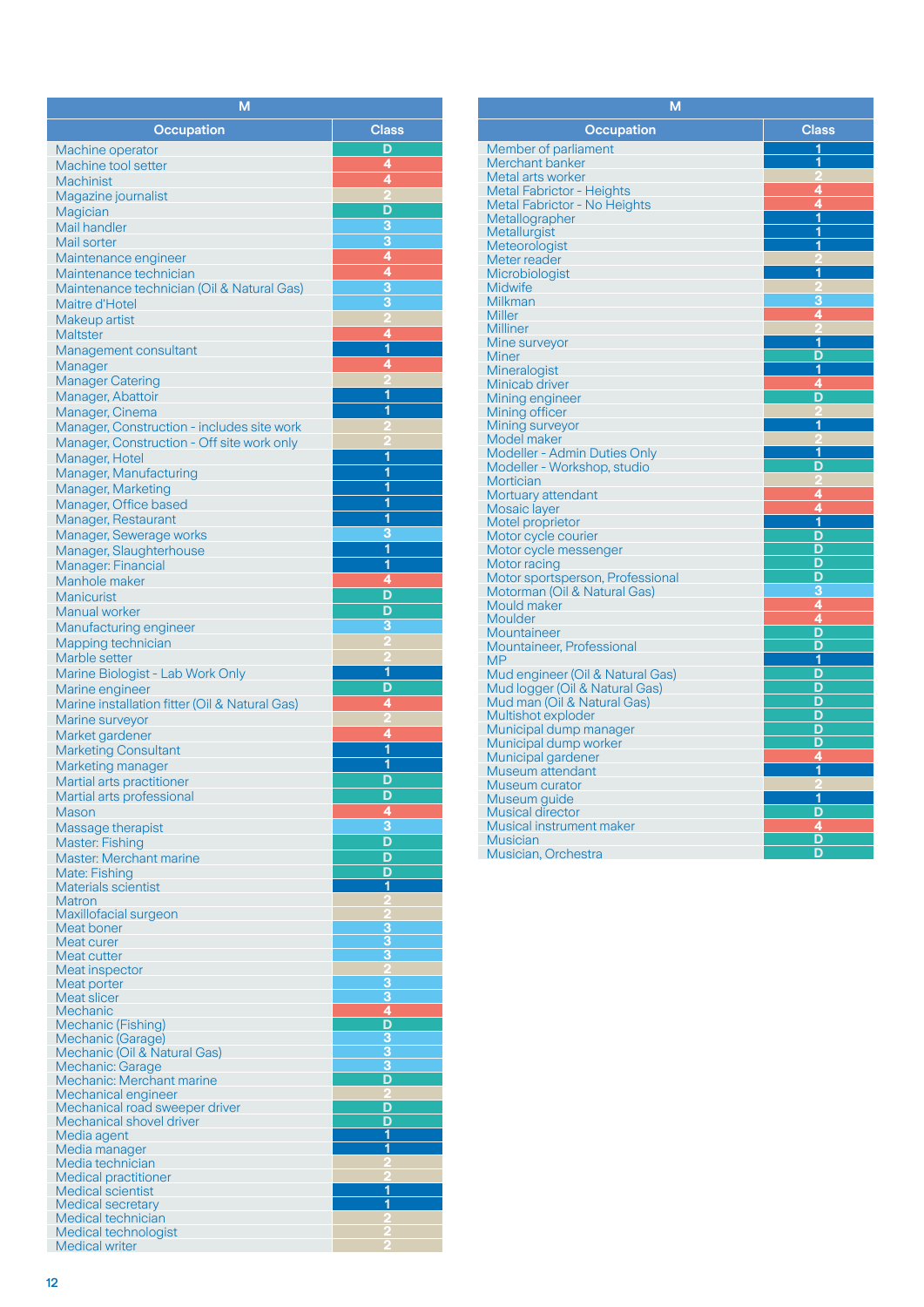| M | |
|---|---|
| **Occupation** | **Class** |
| Machine operator | D |
| Machine tool setter | 4 |
| Machinist | 4 |
| Magazine journalist | 2 |
| Magician | D |
| Mail handler | 3 |
| Mail sorter | 3 |
| Maintenance engineer | 4 |
| Maintenance technician | 4 |
| Maintenance technician (Oil & Natural Gas) | 3 |
| Maitre d'Hotel | 3 |
| Makeup artist | 2 |
| Maltster | 4 |
| Management consultant | 1 |
| Manager | 4 |
| Manager Catering | 2 |
| Manager, Abattoir | 1 |
| Manager, Cinema | 1 |
| Manager, Construction - includes site work | 2 |
| Manager, Construction - Off site work only | 2 |
| Manager, Hotel | 1 |
| Manager, Manufacturing | 1 |
| Manager, Marketing | 1 |
| Manager, Office based | 1 |
| Manager, Restaurant | 1 |
| Manager, Sewerage works | 3 |
| Manager, Slaughterhouse | 1 |
| Manager: Financial | 1 |
| Manhole maker | 4 |
| Manicurist | D |
| Manual worker | D |
| Manufacturing engineer | 3 |
| Mapping technician | 2 |
| Marble setter | 2 |
| Marine Biologist - Lab Work Only | 1 |
| Marine engineer | D |
| Marine installation fitter (Oil & Natural Gas) | 4 |
| Marine surveyor | 2 |
| Market gardener | 4 |
| Marketing Consultant | 1 |
| Marketing manager | 1 |
| Martial arts practitioner | D |
| Martial arts professional | D |
| Mason | 4 |
| Massage therapist | 3 |
| Master: Fishing | D |
| Master: Merchant marine | D |
| Mate: Fishing | D |
| Materials scientist | 1 |
| Matron | 2 |
| Maxillofacial surgeon | 2 |
| Meat boner | 3 |
| Meat curer | 3 |
| Meat cutter | 3 |
| Meat inspector | 2 |
| Meat porter | 3 |
| Meat slicer | 3 |
| Mechanic | 4 |
| Mechanic (Fishing) | D |
| Mechanic (Garage) | 3 |
| Mechanic (Oil & Natural Gas) | 3 |
| Mechanic: Garage | 3 |
| Mechanic: Merchant marine | D |
| Mechanical engineer | 2 |
| Mechanical road sweeper driver | D |
| Mechanical shovel driver | D |
| Media agent | 1 |
| Media manager | 1 |
| Media technician | 2 |
| Medical practitioner | 2 |
| Medical scientist | 1 |
| Medical secretary | 1 |
| Medical technician | 2 |
| Medical technologist | 2 |
| Medical writer | 2 |
| Member of parliament | 1 |
| Merchant banker | 1 |
| Metal arts worker | 2 |
| Metal Fabricator - Heights | 4 |
| Metal Fabricator - No Heights | 4 |
| Metallographer | 1 |
| Metallurgist | 1 |
| Meteorologist | 1 |
| Meter reader | 2 |
| Microbiologist | 1 |
| Midwife | 2 |
| Milkman | 3 |
| Miller | 4 |
| Milliner | 2 |
| Mine surveyor | 1 |
| Miner | D |
| Mineralogist | 1 |
| Minicab driver | 4 |
| Mining engineer | D |
| Mining officer | 2 |
| Mining surveyor | 1 |
| Model maker | 2 |
| Modeller - Admin Duties Only | 1 |
| Modeller - Workshop, studio | D |
| Mortician | 2 |
| Mortuary attendant | 4 |
| Mosaic layer | 4 |
| Motel proprietor | 1 |
| Motor cycle courier | D |
| Motor cycle messenger | D |
| Motor racing | D |
| Motor sportsperson, Professional | D |
| Motorman (Oil & Natural Gas) | 3 |
| Mould maker | 4 |
| Moulder | 4 |
| Mountaineer | D |
| Mountaineer, Professional | D |
| MP | 1 |
| Mud engineer (Oil & Natural Gas) | D |
| Mud logger (Oil & Natural Gas) | D |
| Mud man (Oil & Natural Gas) | D |
| Multishot exploder | D |
| Municipal dump manager | D |
| Municipal dump worker | D |
| Municipal gardener | 4 |
| Museum attendant | 1 |
| Museum curator | 2 |
| Museum guide | 1 |
| Musical director | D |
| Musical instrument maker | 4 |
| Musician | D |
| Musician, Orchestra | D |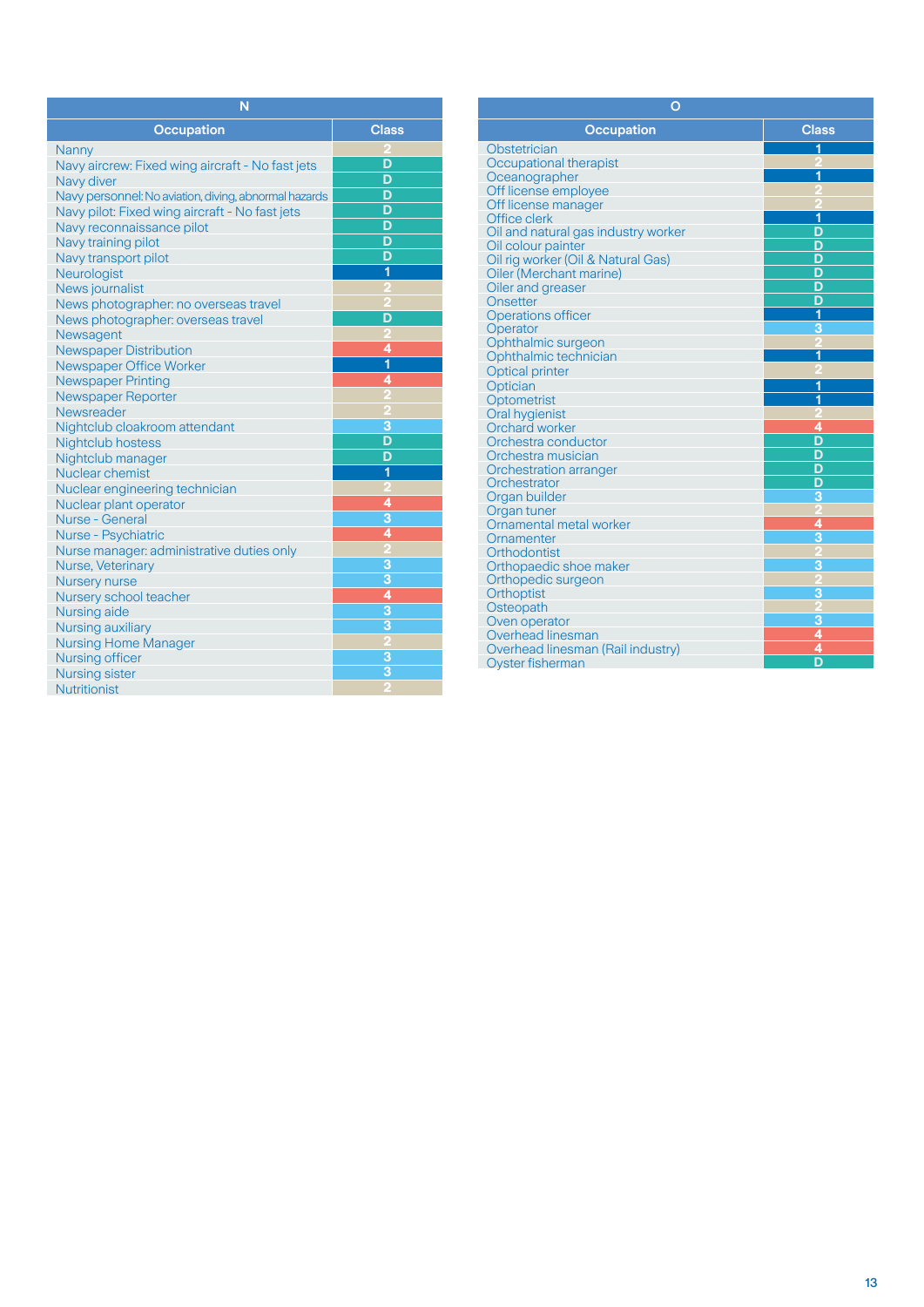## N

| Occupation | Class |
|---|---|
| Nanny | 2 |
| Navy aircrew: Fixed wing aircraft - No fast jets | D |
| Navy diver | D |
| Navy personnel: No aviation, diving, abnormal hazards | D |
| Navy pilot: Fixed wing aircraft - No fast jets | D |
| Navy reconnaissance pilot | D |
| Navy training pilot | D |
| Navy transport pilot | D |
| Neurologist | 1 |
| News journalist | 2 |
| News photographer: no overseas travel | 2 |
| News photographer: overseas travel | D |
| Newsagent | 2 |
| Newspaper Distribution | 4 |
| Newspaper Office Worker | 1 |
| Newspaper Printing | 4 |
| Newspaper Reporter | 2 |
| Newsreader | 2 |
| Nightclub cloakroom attendant | 3 |
| Nightclub hostess | D |
| Nightclub manager | D |
| Nuclear chemist | 1 |
| Nuclear engineering technician | 2 |
| Nuclear plant operator | 4 |
| Nurse - General | 3 |
| Nurse - Psychiatric | 4 |
| Nurse manager: administrative duties only | 2 |
| Nurse, Veterinary | 3 |
| Nursery nurse | 3 |
| Nursery school teacher | 4 |
| Nursing aide | 3 |
| Nursing auxiliary | 3 |
| Nursing Home Manager | 2 |
| Nursing officer | 3 |
| Nursing sister | 3 |
| Nutritionist | 2 |

## O

| Occupation | Class |
|---|---|
| Obstetrician | 1 |
| Occupational therapist | 2 |
| Oceanographer | 1 |
| Off license employee | 2 |
| Off license manager | 2 |
| Office clerk | 1 |
| Oil and natural gas industry worker | D |
| Oil colour painter | D |
| Oil rig worker (Oil & Natural Gas) | D |
| Oiler (Merchant marine) | D |
| Oiler and greaser | D |
| Onsetter | D |
| Operations officer | 1 |
| Operator | 3 |
| Ophthalmic surgeon | 2 |
| Ophthalmic technician | 1 |
| Optical printer | 2 |
| Optician | 1 |
| Optometrist | 1 |
| Oral hygienist | 2 |
| Orchard worker | 4 |
| Orchestra conductor | D |
| Orchestra musician | D |
| Orchestration arranger | D |
| Orchestrator | D |
| Organ builder | 3 |
| Organ tuner | 2 |
| Ornamental metal worker | 4 |
| Ornamenter | 3 |
| Orthodontist | 2 |
| Orthopaedic shoe maker | 3 |
| Orthopedic surgeon | 2 |
| Orthoptist | 3 |
| Osteopath | 2 |
| Oven operator | 3 |
| Overhead linesman | 4 |
| Overhead linesman (Rail industry) | 4 |
| Oyster fisherman | D |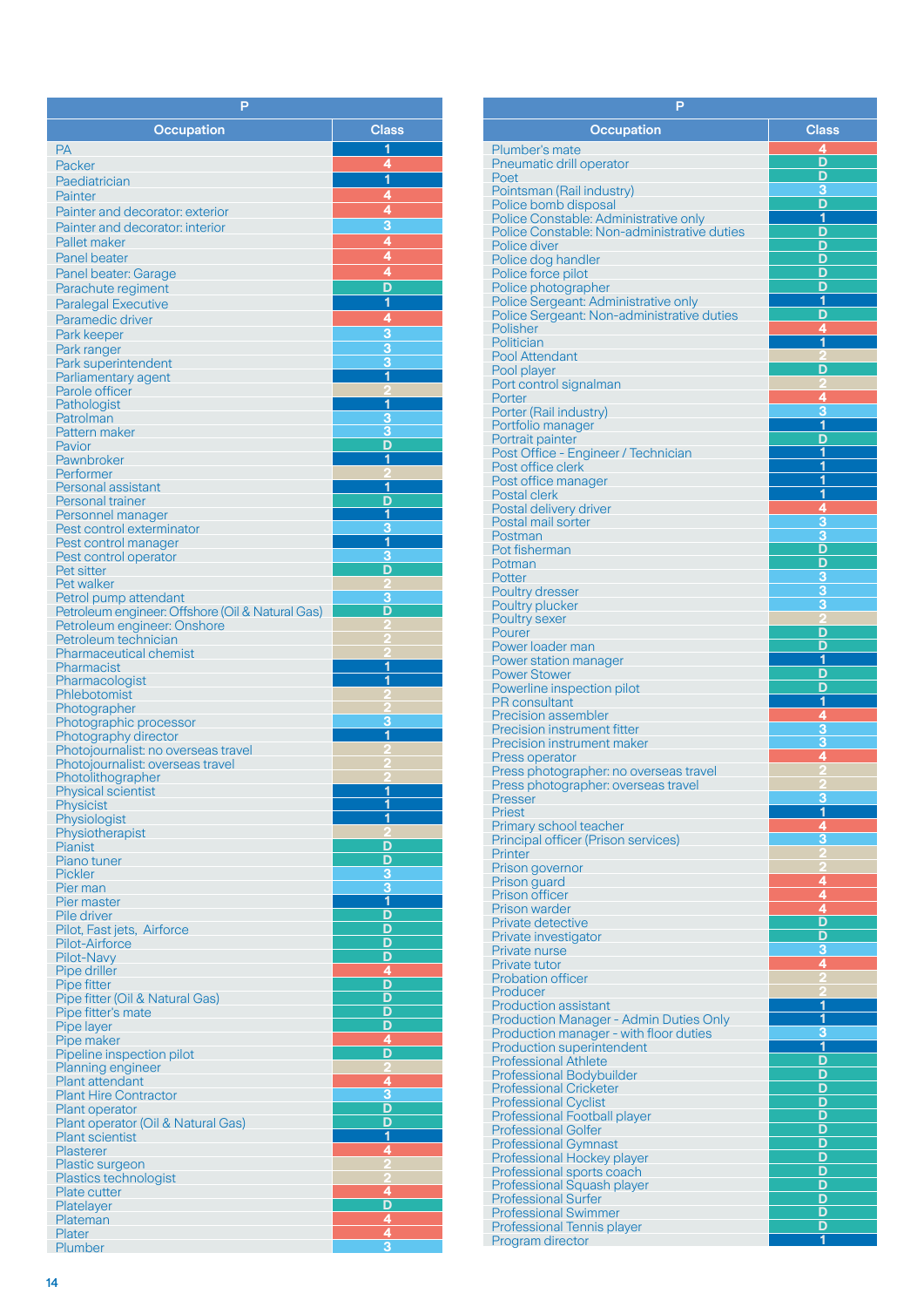| P | |
|---|---|
| **Occupation** | **Class** |
| PA | 1 |
| Packer | 4 |
| Paediatrician | 1 |
| Painter | 4 |
| Painter and decorator: exterior | 4 |
| Painter and decorator: interior | 3 |
| Pallet maker | 4 |
| Panel beater | 4 |
| Panel beater: Garage | 4 |
| Parachute regiment | D |
| Paralegal Executive | 1 |
| Paramedic driver | 4 |
| Park keeper | 3 |
| Park ranger | 3 |
| Park superintendent | 3 |
| Parliamentary agent | 1 |
| Parole officer | 2 |
| Pathologist | 1 |
| Patrolman | 3 |
| Pattern maker | 3 |
| Pavior | D |
| Pawnbroker | 1 |
| Performer | 2 |
| Personal assistant | 1 |
| Personal trainer | D |
| Personnel manager | 1 |
| Pest control exterminator | 3 |
| Pest control manager | 1 |
| Pest control operator | 3 |
| Pet sitter | D |
| Pet walker | 2 |
| Petrol pump attendant | 3 |
| Petroleum engineer: Offshore (Oil & Natural Gas) | D |
| Petroleum engineer: Onshore | 2 |
| Petroleum technician | 2 |
| Pharmaceutical chemist | 2 |
| Pharmacist | 1 |
| Pharmacologist | 1 |
| Phlebotomist | 2 |
| Photographer | 2 |
| Photographic processor | 3 |
| Photography director | 1 |
| Photojournalist: no overseas travel | 2 |
| Photojournalist: overseas travel | 2 |
| Photolithographer | 2 |
| Physical scientist | 1 |
| Physicist | 1 |
| Physiologist | 1 |
| Physiotherapist | 2 |
| Pianist | D |
| Piano tuner | D |
| Pickler | 3 |
| Pier man | 3 |
| Pier master | 1 |
| Pile driver | D |
| Pilot, Fast jets, Airforce | D |
| Pilot-Airforce | D |
| Pilot-Navy | D |
| Pipe driller | 4 |
| Pipe fitter | D |
| Pipe fitter (Oil & Natural Gas) | D |
| Pipe fitter's mate | D |
| Pipe layer | D |
| Pipe maker | 4 |
| Pipeline inspection pilot | D |
| Planning engineer | 2 |
| Plant attendant | 4 |
| Plant Hire Contractor | 3 |
| Plant operator | D |
| Plant operator (Oil & Natural Gas) | D |
| Plant scientist | 1 |
| Plasterer | 4 |
| Plastic surgeon | 2 |
| Plastics technologist | 2 |
| Plate cutter | 4 |
| Platelayer | D |
| Plateman | 4 |
| Plater | 4 |
| Plumber | 3 |

| P | |
|---|---|
| **Occupation** | **Class** |
| Plumber's mate | 4 |
| Pneumatic drill operator | D |
| Poet | D |
| Pointsman (Rail industry) | 3 |
| Police bomb disposal | D |
| Police Constable: Administrative only | 1 |
| Police Constable: Non-administrative duties | D |
| Police diver | D |
| Police dog handler | D |
| Police force pilot | D |
| Police photographer | D |
| Police Sergeant: Administrative only | 1 |
| Police Sergeant: Non-administrative duties | D |
| Polisher | 4 |
| Politician | 1 |
| Pool Attendant | 2 |
| Pool player | D |
| Port control signalman | 2 |
| Porter | 4 |
| Porter (Rail industry) | 3 |
| Portfolio manager | 1 |
| Portrait painter | D |
| Post Office - Engineer / Technician | 1 |
| Post office clerk | 1 |
| Post office manager | 1 |
| Postal clerk | 1 |
| Postal delivery driver | 4 |
| Postal mail sorter | 3 |
| Postman | 3 |
| Pot fisherman | D |
| Potman | D |
| Potter | 3 |
| Poultry dresser | 3 |
| Poultry plucker | 3 |
| Poultry sexer | 2 |
| Pourer | D |
| Power loader man | D |
| Power station manager | 1 |
| Power Stower | D |
| Powerline inspection pilot | D |
| PR consultant | 1 |
| Precision assembler | 4 |
| Precision instrument fitter | 3 |
| Precision instrument maker | 3 |
| Press operator | 4 |
| Press photographer: no overseas travel | 2 |
| Press photographer: overseas travel | 2 |
| Presser | 3 |
| Priest | 1 |
| Primary school teacher | 4 |
| Principal officer (Prison services) | 3 |
| Printer | 2 |
| Prison governor | 2 |
| Prison guard | 4 |
| Prison officer | 4 |
| Prison warder | 4 |
| Private detective | D |
| Private investigator | D |
| Private nurse | 3 |
| Private tutor | 4 |
| Probation officer | 2 |
| Producer | 2 |
| Production assistant | 1 |
| Production Manager - Admin Duties Only | 1 |
| Production manager - with floor duties | 3 |
| Production superintendent | 1 |
| Professional Athlete | D |
| Professional Bodybuilder | D |
| Professional Cricketer | D |
| Professional Cyclist | D |
| Professional Football player | D |
| Professional Golfer | D |
| Professional Gymnast | D |
| Professional Hockey player | D |
| Professional sports coach | D |
| Professional Squash player | D |
| Professional Surfer | D |
| Professional Swimmer | D |
| Professional Tennis player | D |
| Program director | 1 |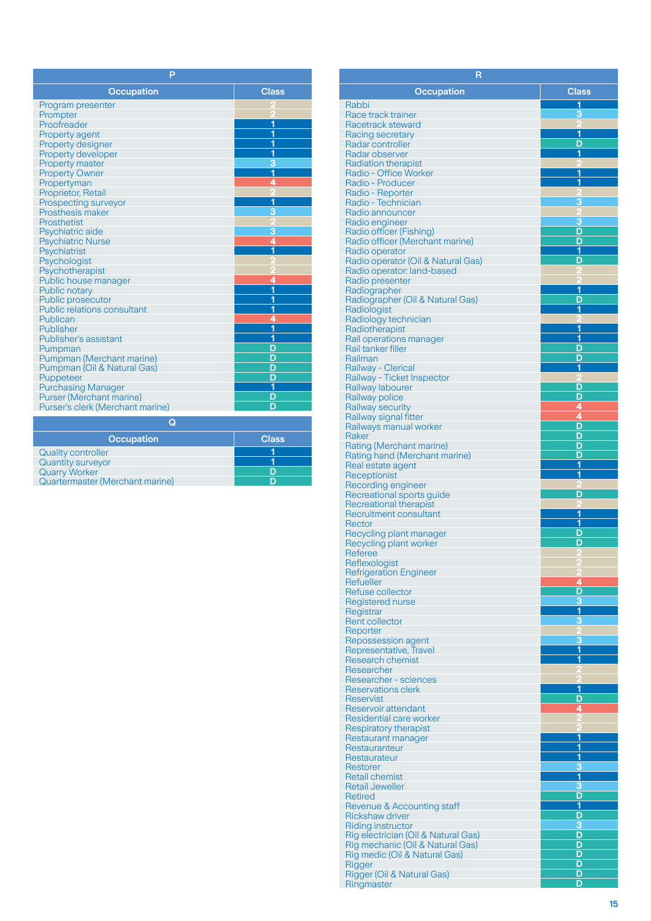## P

| Occupation | Class |
|---|---|
| Program presenter | 2 |
| Prompter | 2 |
| Proofreader | 1 |
| Property agent | 1 |
| Property designer | 1 |
| Property developer | 1 |
| Property master | 3 |
| Property Owner | 1 |
| Propertyman | 4 |
| Proprietor, Retail | 2 |
| Prospecting surveyor | 1 |
| Prosthesis maker | 3 |
| Prosthetist | 2 |
| Psychiatric aide | 3 |
| Psychiatric Nurse | 4 |
| Psychiatrist | 1 |
| Psychologist | 2 |
| Psychotherapist | 2 |
| Public house manager | 4 |
| Public notary | 1 |
| Public prosecutor | 1 |
| Public relations consultant | 1 |
| Publican | 4 |
| Publisher | 1 |
| Publisher's assistant | 1 |
| Pumpman | D |
| Pumpman (Merchant marine) | D |
| Pumpman (Oil & Natural Gas) | D |
| Puppeteer | D |
| Purchasing Manager | 1 |
| Purser (Merchant marine) | D |
| Purser's clerk (Merchant marine) | D |

## Q

| Occupation | Class |
|---|---|
| Quality controller | 1 |
| Quantity surveyor | 1 |
| Quarry Worker | D |
| Quartermaster (Merchant marine) | D |

## R

| Occupation | Class |
|---|---|
| Rabbi | 1 |
| Race track trainer | 3 |
| Racetrack steward | 2 |
| Racing secretary | 1 |
| Radar controller | D |
| Radar observer | 1 |
| Radiation therapist | 2 |
| Radio - Office Worker | 1 |
| Radio - Producer | 1 |
| Radio - Reporter | 2 |
| Radio - Technician | 3 |
| Radio announcer | 2 |
| Radio engineer | 3 |
| Radio officer (Fishing) | D |
| Radio officer (Merchant marine) | D |
| Radio operator | 1 |
| Radio operator (Oil & Natural Gas) | D |
| Radio operator: land-based | 2 |
| Radio presenter | 2 |
| Radiographer | 1 |
| Radiographer (Oil & Natural Gas) | D |
| Radiologist | 1 |
| Radiology technician | 2 |
| Radiotherapist | 1 |
| Rail operations manager | 1 |
| Rail tanker filler | D |
| Railman | D |
| Railway - Clerical | 1 |
| Railway - Ticket Inspector | 2 |
| Railway labourer | D |
| Railway police | D |
| Railway security | 4 |
| Railway signal fitter | 4 |
| Railways manual worker | D |
| Raker | D |
| Rating (Merchant marine) | D |
| Rating hand (Merchant marine) | D |
| Real estate agent | 1 |
| Receptionist | 1 |
| Recording engineer | 2 |
| Recreational sports guide | D |
| Recreational therapist | 2 |
| Recruitment consultant | 1 |
| Rector | 1 |
| Recycling plant manager | D |
| Recycling plant worker | D |
| Referee | 2 |
| Reflexologist | 2 |
| Refrigeration Engineer | 2 |
| Refueller | 4 |
| Refuse collector | D |
| Registered nurse | 3 |
| Registrar | 1 |
| Rent collector | 3 |
| Reporter | 2 |
| Repossession agent | 3 |
| Representative, Travel | 1 |
| Research chemist | 1 |
| Researcher | 2 |
| Researcher - sciences | 2 |
| Reservations clerk | 1 |
| Reservist | D |
| Reservoir attendant | 4 |
| Residential care worker | 2 |
| Respiratory therapist | 2 |
| Restaurant manager | 1 |
| Restauranteur | 1 |
| Restaurateur | 1 |
| Restorer | 3 |
| Retail chemist | 1 |
| Retail Jeweller | 3 |
| Retired | D |
| Revenue & Accounting staff | 1 |
| Rickshaw driver | D |
| Riding instructor | 3 |
| Rig electrician (Oil & Natural Gas) | D |
| Rig mechanic (Oil & Natural Gas) | D |
| Rig medic (Oil & Natural Gas) | D |
| Rigger | D |
| Rigger (Oil & Natural Gas) | D |
| Ringmaster | D |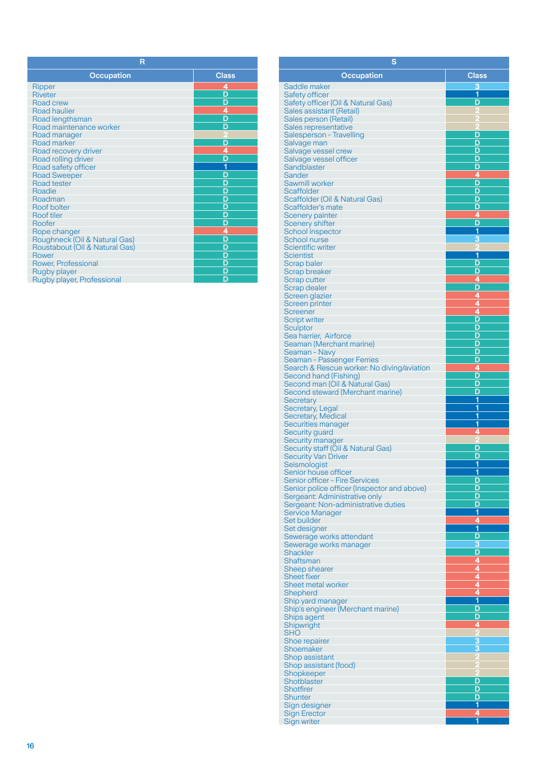## R

| Occupation | Class |
|---|---|
| Ripper | 4 |
| Riveter | D |
| Road crew | D |
| Road haulier | 4 |
| Road lengthsman | D |
| Road maintenance worker | D |
| Road manager | 2 |
| Road marker | D |
| Road recovery driver | 4 |
| Road rolling driver | D |
| Road safety officer | 1 |
| Road Sweeper | D |
| Road tester | D |
| Roadie | D |
| Roadman | D |
| Roof bolter | D |
| Roof tiler | D |
| Roofer | D |
| Rope changer | 4 |
| Roughneck (Oil & Natural Gas) | D |
| Roustabout (Oil & Natural Gas) | D |
| Rower | D |
| Rower, Professional | D |
| Rugby player | D |
| Rugby player, Professional | D |

## S

| Occupation | Class |
|---|---|
| Saddle maker | 3 |
| Safety officer | 1 |
| Safety officer (Oil & Natural Gas) | D |
| Sales assistant (Retail) | 2 |
| Sales person (Retail) | 2 |
| Sales representative | 2 |
| Salesperson - Travelling | D |
| Salvage man | D |
| Salvage vessel crew | D |
| Salvage vessel officer | D |
| Sandblaster | D |
| Sander | 4 |
| Sawmill worker | D |
| Scaffolder | D |
| Scaffolder (Oil & Natural Gas) | D |
| Scaffolder's mate | D |
| Scenery painter | 4 |
| Scenery shifter | D |
| School inspector | 1 |
| School nurse | 3 |
| Scientific writer | 2 |
| Scientist | 1 |
| Scrap baler | D |
| Scrap breaker | D |
| Scrap cutter | 4 |
| Scrap dealer | D |
| Screen glazier | 4 |
| Screen printer | 4 |
| Screener | 4 |
| Script writer | D |
| Sculptor | D |
| Sea harrier, Airforce | D |
| Seaman (Merchant marine) | D |
| Seaman - Navy | D |
| Seaman - Passenger Ferries | D |
| Search & Rescue worker: No diving/aviation | 4 |
| Second hand (Fishing) | D |
| Second man (Oil & Natural Gas) | D |
| Second steward (Merchant marine) | D |
| Secretary | 1 |
| Secretary, Legal | 1 |
| Secretary, Medical | 1 |
| Securities manager | 1 |
| Security guard | 4 |
| Security manager | 2 |
| Security staff (Oil & Natural Gas) | D |
| Security Van Driver | D |
| Seismologist | 1 |
| Senior house officer | 1 |
| Senior officer - Fire Services | D |
| Senior police officer (Inspector and above) | D |
| Sergeant: Administrative only | D |
| Sergeant: Non-administrative duties | D |
| Service Manager | 1 |
| Set builder | 4 |
| Set designer | 1 |
| Sewerage works attendant | D |
| Sewerage works manager | 3 |
| Shackler | D |
| Shaftsman | 4 |
| Sheep shearer | 4 |
| Sheet fixer | 4 |
| Sheet metal worker | 4 |
| Shepherd | 4 |
| Ship yard manager | 1 |
| Ship's engineer (Merchant marine) | D |
| Ships agent | D |
| Shipwright | 4 |
| SHO | 2 |
| Shoe repairer | 3 |
| Shoemaker | 3 |
| Shop assistant | 2 |
| Shop assistant (food) | 2 |
| Shopkeeper | 2 |
| Shotblaster | D |
| Shotfirer | D |
| Shunter | D |
| Sign designer | 1 |
| Sign Erector | 4 |
| Sign writer | 1 |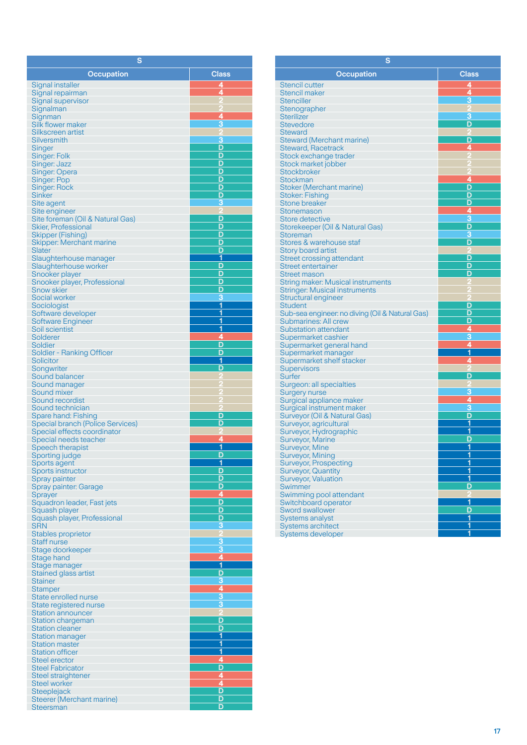| S | |
|---|---|
| **Occupation** | **Class** |
| Signal installer | 4 |
| Signal repairman | 4 |
| Signal supervisor | 2 |
| Signalman | 2 |
| Signman | 4 |
| Silk flower maker | 3 |
| Silkscreen artist | 2 |
| Silversmith | 3 |
| Singer | D |
| Singer: Folk | D |
| Singer: Jazz | D |
| Singer: Opera | D |
| Singer: Pop | D |
| Singer: Rock | D |
| Sinker | D |
| Site agent | 3 |
| Site engineer | 2 |
| Site foreman (Oil & Natural Gas) | D |
| Skier, Professional | D |
| Skipper (Fishing) | D |
| Skipper: Merchant marine | D |
| Slater | D |
| Slaughterhouse manager | 1 |
| Slaughterhouse worker | D |
| Snooker player | D |
| Snooker player, Professional | D |
| Snow skier | D |
| Social worker | 3 |
| Sociologist | 1 |
| Software developer | 1 |
| Software Engineer | 1 |
| Soil scientist | 1 |
| Solderer | 4 |
| Soldier | D |
| Soldier - Ranking Officer | D |
| Solicitor | 1 |
| Songwriter | D |
| Sound balancer | 2 |
| Sound manager | 2 |
| Sound mixer | 2 |
| Sound recordist | 2 |
| Sound technician | 2 |
| Spare hand: Fishing | D |
| Special branch (Police Services) | D |
| Special effects coordinator | 2 |
| Special needs teacher | 4 |
| Speech therapist | 1 |
| Sporting judge | D |
| Sports agent | 1 |
| Sports instructor | D |
| Spray painter | D |
| Spray painter: Garage | D |
| Sprayer | 4 |
| Squadron leader, Fast jets | D |
| Squash player | D |
| Squash player, Professional | D |
| SRN | 3 |
| Stables proprietor | 2 |
| Staff nurse | 3 |
| Stage doorkeeper | 3 |
| Stage hand | 4 |
| Stage manager | 1 |
| Stained glass artist | D |
| Stainer | 3 |
| Stamper | 4 |
| State enrolled nurse | 3 |
| State registered nurse | 3 |
| Station announcer | 2 |
| Station chargeman | D |
| Station cleaner | D |
| Station manager | 1 |
| Station master | 1 |
| Station officer | 1 |
| Steel erector | 4 |
| Steel Fabricator | D |
| Steel straightener | 4 |
| Steel worker | 4 |
| Steeplejack | D |
| Steerer (Merchant marine) | D |
| Steersman | D |

| S | |
|---|---|
| **Occupation** | **Class** |
| Stencil cutter | 4 |
| Stencil maker | 4 |
| Stenciller | 3 |
| Stenographer | 2 |
| Sterilizer | 3 |
| Stevedore | D |
| Steward | 2 |
| Steward (Merchant marine) | D |
| Steward, Racetrack | 4 |
| Stock exchange trader | 2 |
| Stock market jobber | 2 |
| Stockbroker | 2 |
| Stockman | 4 |
| Stoker (Merchant marine) | D |
| Stoker: Fishing | D |
| Stone breaker | D |
| Stonemason | 4 |
| Store detective | 3 |
| Storekeeper (Oil & Natural Gas) | D |
| Storeman | 3 |
| Stores & warehouse staf | D |
| Story board artist | 2 |
| Street crossing attendant | D |
| Street entertainer | D |
| Street mason | D |
| String maker: Musical instruments | 2 |
| Stringer: Musical instruments | 2 |
| Structural engineer | 2 |
| Student | D |
| Sub-sea engineer: no diving (Oil & Natural Gas) | D |
| Submarines: All crew | D |
| Substation attendant | 4 |
| Supermarket cashier | 3 |
| Supermarket general hand | 4 |
| Supermarket manager | 1 |
| Supermarket shelf stacker | 4 |
| Supervisors | 2 |
| Surfer | D |
| Surgeon: all specialties | 2 |
| Surgery nurse | 3 |
| Surgical appliance maker | 4 |
| Surgical instrument maker | 3 |
| Surveyor (Oil & Natural Gas) | D |
| Surveyor, agricultural | 1 |
| Surveyor, Hydrographic | 1 |
| Surveyor, Marine | D |
| Surveyor, Mine | 1 |
| Surveyor, Mining | 1 |
| Surveyor, Prospecting | 1 |
| Surveyor, Quantity | 1 |
| Surveyor, Valuation | 1 |
| Swimmer | D |
| Swimming pool attendant | 2 |
| Switchboard operator | 1 |
| Sword swallower | D |
| Systems analyst | 1 |
| Systems architect | 1 |
| Systems developer | 1 |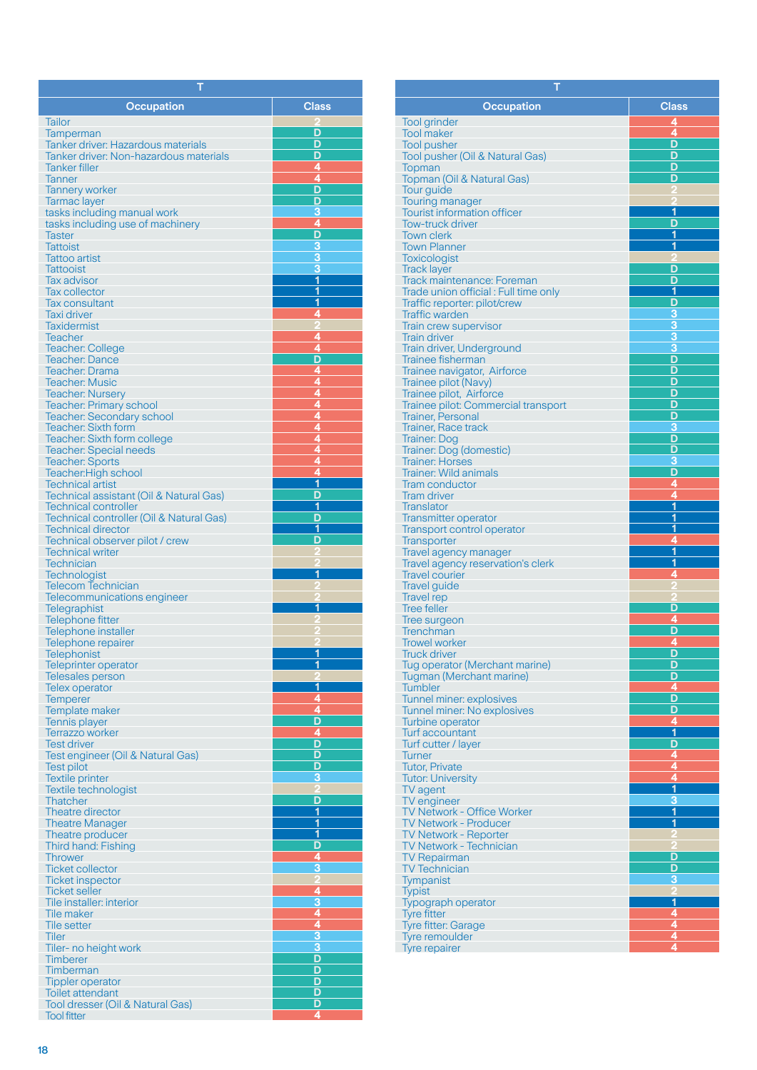| T | |
|---|---|
| **Occupation** | **Class** |
| Tailor | 2 |
| Tamperman | D |
| Tanker driver: Hazardous materials | D |
| Tanker driver: Non-hazardous materials | D |
| Tanker filler | 4 |
| Tanner | 4 |
| Tannery worker | D |
| Tarmac layer | D |
| tasks including manual work | 3 |
| tasks including use of machinery | 4 |
| Taster | D |
| Tattoist | 3 |
| Tattoo artist | 3 |
| Tattooist | 3 |
| Tax advisor | 1 |
| Tax collector | 1 |
| Tax consultant | 1 |
| Taxi driver | 4 |
| Taxidermist | 2 |
| Teacher | 4 |
| Teacher: College | 4 |
| Teacher: Dance | D |
| Teacher: Drama | 4 |
| Teacher: Music | 4 |
| Teacher: Nursery | 4 |
| Teacher: Primary school | 4 |
| Teacher: Secondary school | 4 |
| Teacher: Sixth form | 4 |
| Teacher: Sixth form college | 4 |
| Teacher: Special needs | 4 |
| Teacher: Sports | 4 |
| Teacher:High school | 4 |
| Technical artist | 1 |
| Technical assistant (Oil & Natural Gas) | D |
| Technical controller | 1 |
| Technical controller (Oil & Natural Gas) | D |
| Technical director | 1 |
| Technical observer pilot / crew | D |
| Technical writer | 2 |
| Technician | 2 |
| Technologist | 1 |
| Telecom Technician | 2 |
| Telecommunications engineer | 2 |
| Telegraphist | 1 |
| Telephone fitter | 2 |
| Telephone installer | 2 |
| Telephone repairer | 2 |
| Telephonist | 1 |
| Teleprinter operator | 1 |
| Telesales person | 2 |
| Telex operator | 1 |
| Temperer | 4 |
| Template maker | 4 |
| Tennis player | D |
| Terrazzo worker | 4 |
| Test driver | D |
| Test engineer (Oil & Natural Gas) | D |
| Test pilot | D |
| Textile printer | 3 |
| Textile technologist | 2 |
| Thatcher | D |
| Theatre director | 1 |
| Theatre Manager | 1 |
| Theatre producer | 1 |
| Third hand: Fishing | D |
| Thrower | 4 |
| Ticket collector | 3 |
| Ticket inspector | 2 |
| Ticket seller | 4 |
| Tile installer: interior | 3 |
| Tile maker | 4 |
| Tile setter | 4 |
| Tiler | 3 |
| Tiler- no height work | 3 |
| Timberer | D |
| Timberman | D |
| Tippler operator | D |
| Toilet attendant | D |
| Tool dresser (Oil & Natural Gas) | D |
| Tool fitter | 4 |

| T | |
|---|---|
| **Occupation** | **Class** |
| Tool grinder | 4 |
| Tool maker | 4 |
| Tool pusher | D |
| Tool pusher (Oil & Natural Gas) | D |
| Topman | D |
| Topman (Oil & Natural Gas) | D |
| Tour guide | 2 |
| Touring manager | 2 |
| Tourist information officer | 1 |
| Tow-truck driver | D |
| Town clerk | 1 |
| Town Planner | 1 |
| Toxicologist | 2 |
| Track layer | D |
| Track maintenance: Foreman | D |
| Trade union official : Full time only | 1 |
| Traffic reporter: pilot/crew | D |
| Traffic warden | 3 |
| Train crew supervisor | 3 |
| Train driver | 3 |
| Train driver, Underground | 3 |
| Trainee fisherman | D |
| Trainee navigator, Airforce | D |
| Trainee pilot (Navy) | D |
| Trainee pilot, Airforce | D |
| Trainee pilot: Commercial transport | D |
| Trainer, Personal | D |
| Trainer, Race track | 3 |
| Trainer: Dog | D |
| Trainer: Dog (domestic) | D |
| Trainer: Horses | 3 |
| Trainer: Wild animals | D |
| Tram conductor | 4 |
| Tram driver | 4 |
| Translator | 1 |
| Transmitter operator | 1 |
| Transport control operator | 1 |
| Transporter | 4 |
| Travel agency manager | 1 |
| Travel agency reservation's clerk | 1 |
| Travel courier | 4 |
| Travel guide | 2 |
| Travel rep | 2 |
| Tree feller | D |
| Tree surgeon | 4 |
| Trenchman | D |
| Trowel worker | 4 |
| Truck driver | D |
| Tug operator (Merchant marine) | D |
| Tugman (Merchant marine) | D |
| Tumbler | 4 |
| Tunnel miner: explosives | D |
| Tunnel miner: No explosives | D |
| Turbine operator | 4 |
| Turf accountant | 1 |
| Turf cutter / layer | D |
| Turner | 4 |
| Tutor, Private | 4 |
| Tutor: University | 4 |
| TV agent | 1 |
| TV engineer | 3 |
| TV Network - Office Worker | 1 |
| TV Network - Producer | 1 |
| TV Network - Reporter | 2 |
| TV Network - Technician | 2 |
| TV Repairman | D |
| TV Technician | D |
| Tympanist | 3 |
| Typist | 2 |
| Typograph operator | 1 |
| Tyre fitter | 4 |
| Tyre fitter: Garage | 4 |
| Tyre remoulder | 4 |
| Tyre repairer | 4 |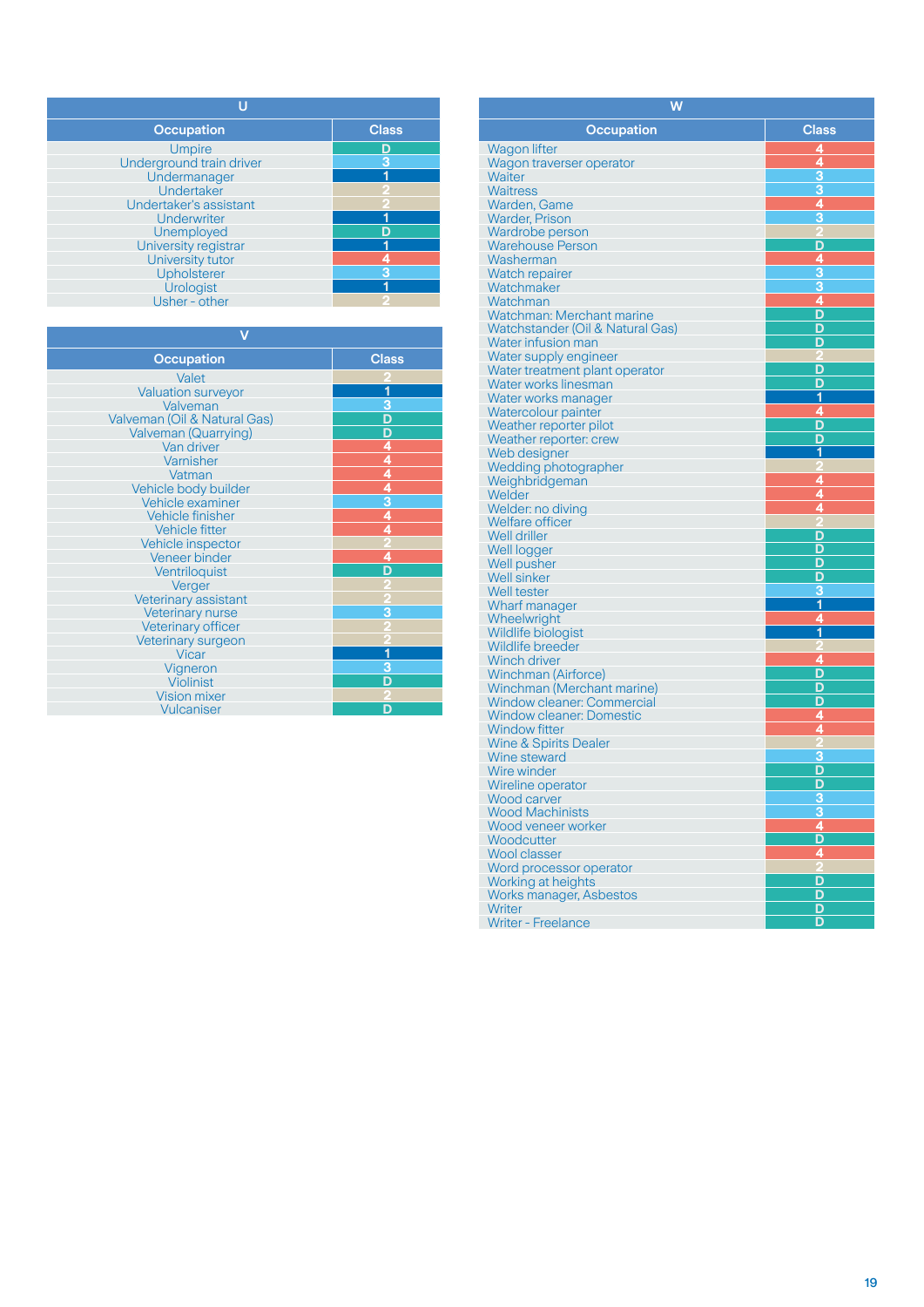## U

| Occupation | Class |
|---|---|
| Umpire | D |
| Underground train driver | 3 |
| Undermanager | 1 |
| Undertaker | 2 |
| Undertaker's assistant | 2 |
| Underwriter | 1 |
| Unemployed | D |
| University registrar | 1 |
| University tutor | 4 |
| Upholsterer | 3 |
| Urologist | 1 |
| Usher - other | 2 |

## V

| Occupation | Class |
|---|---|
| Valet | 2 |
| Valuation surveyor | 1 |
| Valveman | 3 |
| Valveman (Oil & Natural Gas) | D |
| Valveman (Quarrying) | D |
| Van driver | 4 |
| Varnisher | 4 |
| Vatman | 4 |
| Vehicle body builder | 4 |
| Vehicle examiner | 3 |
| Vehicle finisher | 4 |
| Vehicle fitter | 4 |
| Vehicle inspector | 2 |
| Veneer binder | 4 |
| Ventriloquist | D |
| Verger | 2 |
| Veterinary assistant | 2 |
| Veterinary nurse | 3 |
| Veterinary officer | 2 |
| Veterinary surgeon | 2 |
| Vicar | 1 |
| Vigneron | 3 |
| Violinist | D |
| Vision mixer | 2 |
| Vulcaniser | D |

## W

| Occupation | Class |
|---|---|
| Wagon lifter | 4 |
| Wagon traverser operator | 4 |
| Waiter | 3 |
| Waitress | 3 |
| Warden, Game | 4 |
| Warder, Prison | 3 |
| Wardrobe person | 2 |
| Warehouse Person | D |
| Washerman | 4 |
| Watch repairer | 3 |
| Watchmaker | 3 |
| Watchman | 4 |
| Watchman: Merchant marine | D |
| Watchstander (Oil & Natural Gas) | D |
| Water infusion man | D |
| Water supply engineer | 2 |
| Water treatment plant operator | D |
| Water works linesman | D |
| Water works manager | 1 |
| Watercolour painter | 4 |
| Weather reporter pilot | D |
| Weather reporter: crew | D |
| Web designer | 1 |
| Wedding photographer | 2 |
| Weighbridgeman | 4 |
| Welder | 4 |
| Welder: no diving | 4 |
| Welfare officer | 2 |
| Well driller | D |
| Well logger | D |
| Well pusher | D |
| Well sinker | D |
| Well tester | 3 |
| Wharf manager | 1 |
| Wheelwright | 4 |
| Wildlife biologist | 1 |
| Wildlife breeder | 2 |
| Winch driver | 4 |
| Winchman (Airforce) | D |
| Winchman (Merchant marine) | D |
| Window cleaner: Commercial | D |
| Window cleaner: Domestic | 4 |
| Window fitter | 4 |
| Wine & Spirits Dealer | 2 |
| Wine steward | 3 |
| Wire winder | D |
| Wireline operator | D |
| Wood carver | 3 |
| Wood Machinists | 3 |
| Wood veneer worker | 4 |
| Woodcutter | D |
| Wool classer | 4 |
| Word processor operator | 2 |
| Working at heights | D |
| Works manager, Asbestos | D |
| Writer | D |
| Writer - Freelance | D |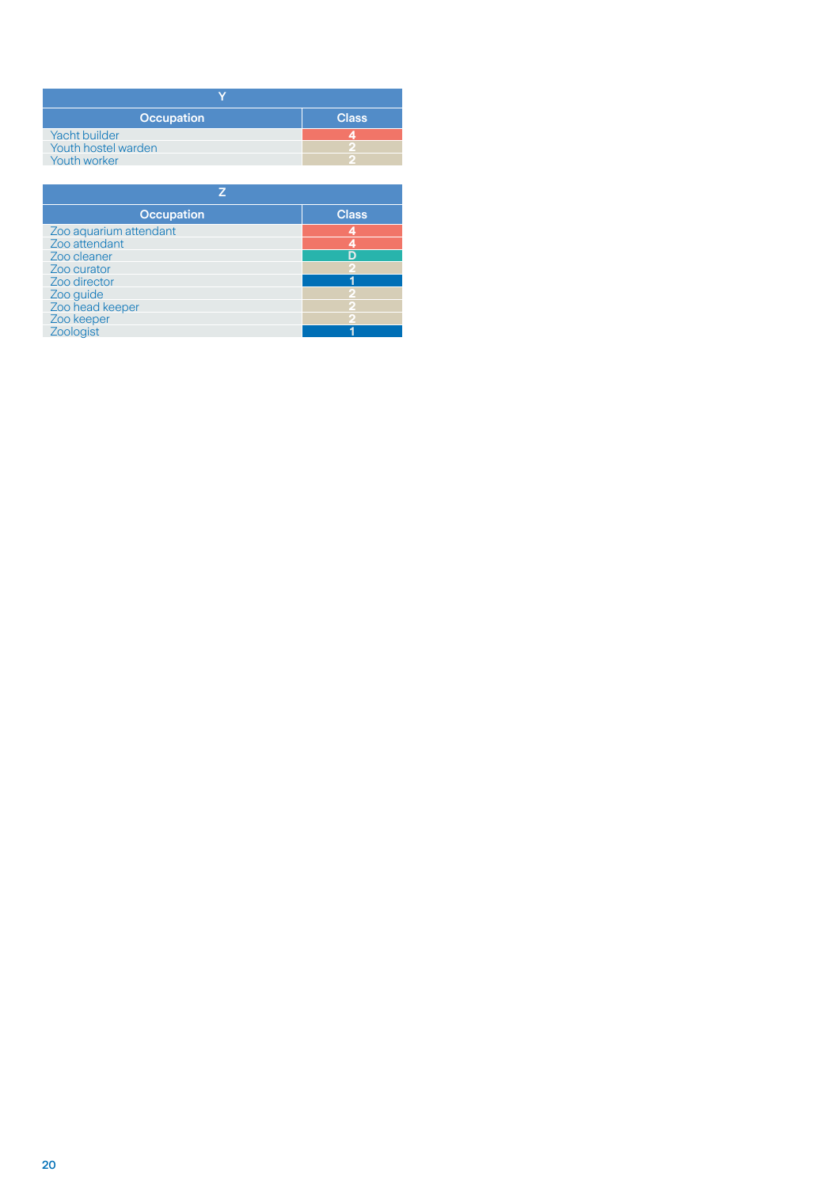| Y | |
|---|---|
| **Occupation** | **Class** |
| Yacht builder | 4 |
| Youth hostel warden | 2 |
| Youth worker | 2 |

| Z | |
|---|---|
| **Occupation** | **Class** |
| Zoo aquarium attendant | 4 |
| Zoo attendant | 4 |
| Zoo cleaner | D |
| Zoo curator | 2 |
| Zoo director | 1 |
| Zoo guide | 2 |
| Zoo head keeper | 2 |
| Zoo keeper | 2 |
| Zoologist | 1 |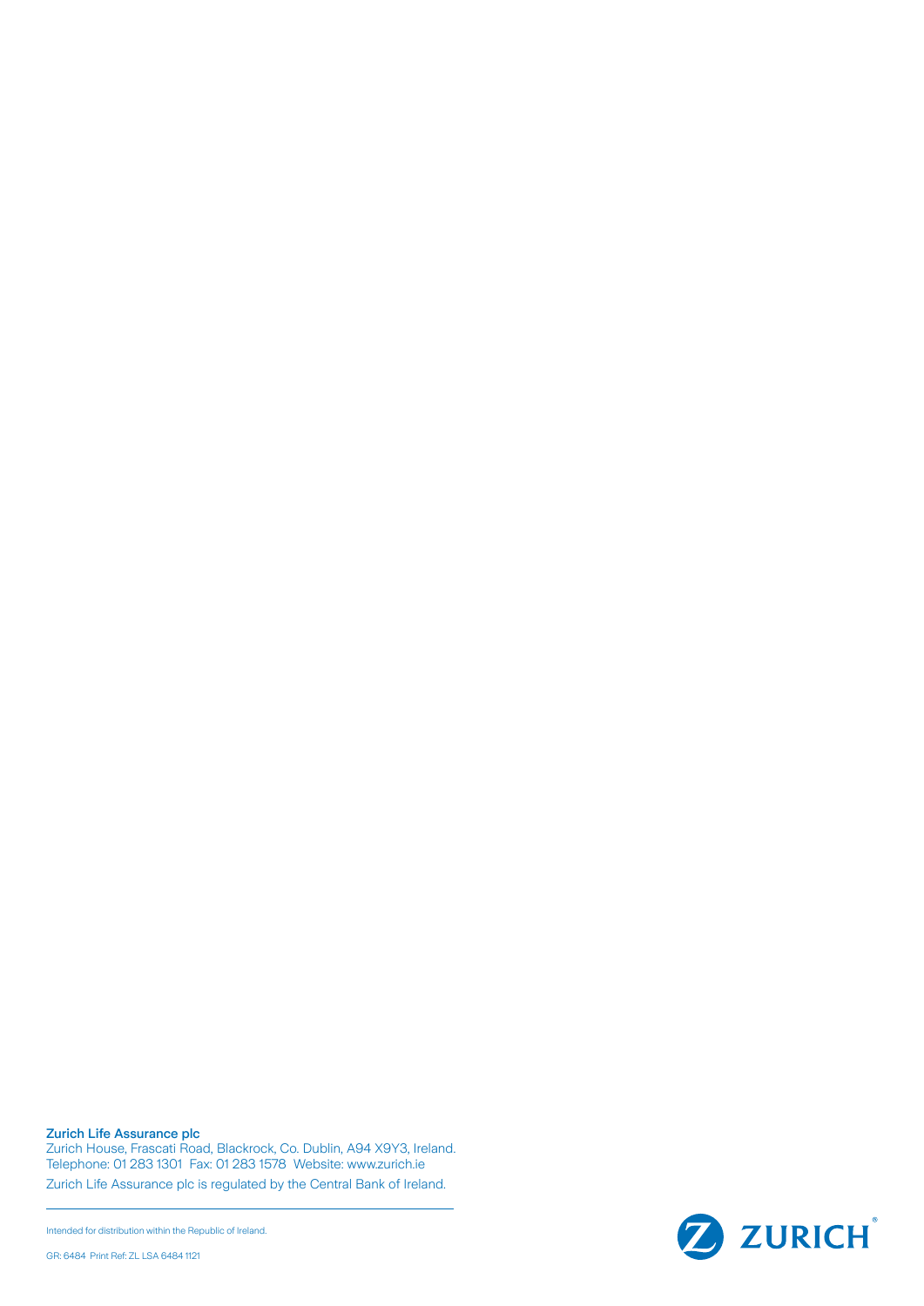**Zurich Life Assurance plc**
Zurich House, Frascati Road, Blackrock, Co. Dublin, A94 X9Y3, Ireland.
Telephone: 01 283 1301 Fax: 01 283 1578 Website: www.zurich.ie

Zurich Life Assurance plc is regulated by the Central Bank of Ireland.

Intended for distribution within the Republic of Ireland.

GR: 6484 Print Ref: ZL LSA 6484 1121

ZURICH®